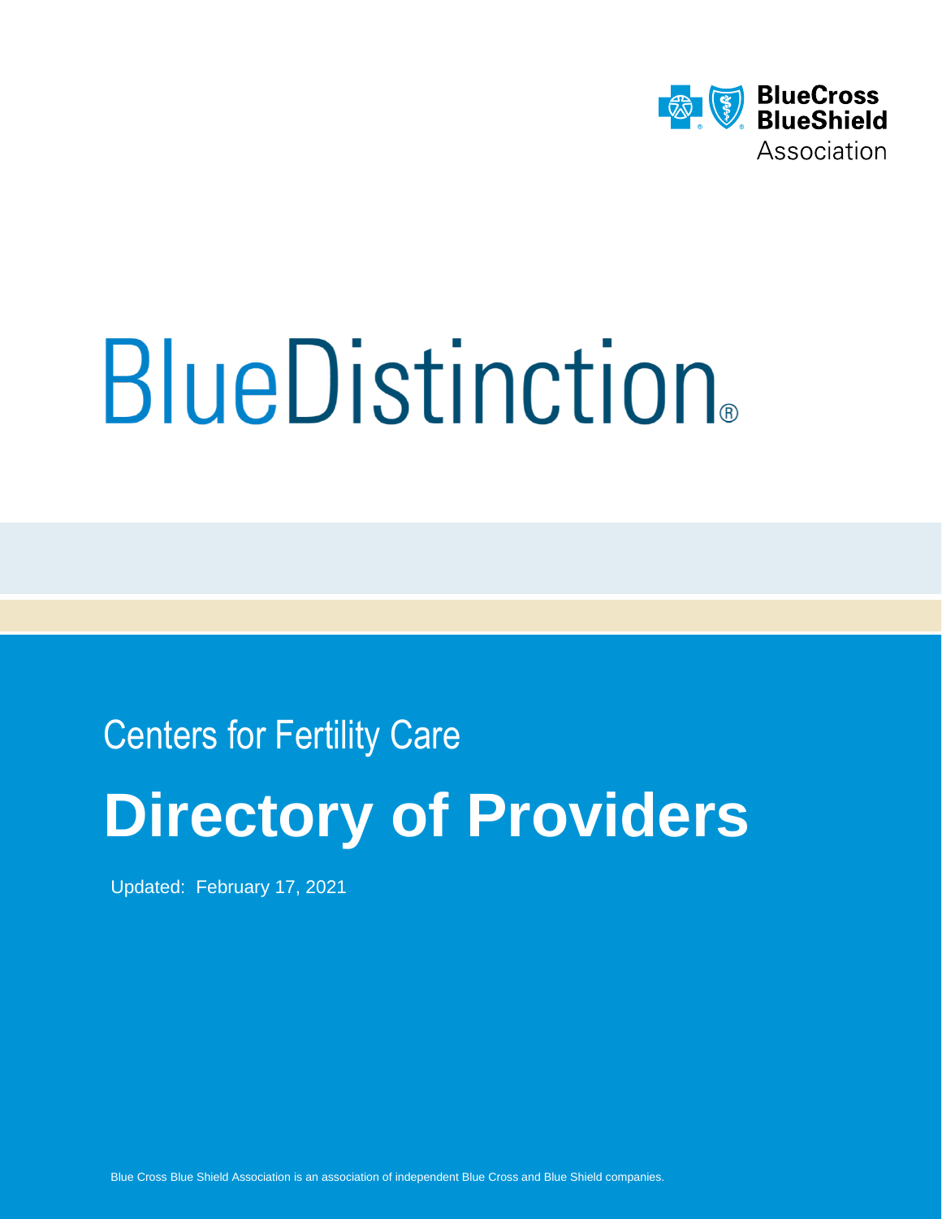BlueCross BlueShield Association

# BlueDistinction®

## Centers for Fertility Care

# Directory of Providers

Updated: February 17, 2021

Blue Cross Blue Shield Association is an association of independent Blue Cross and Blue Shield companies.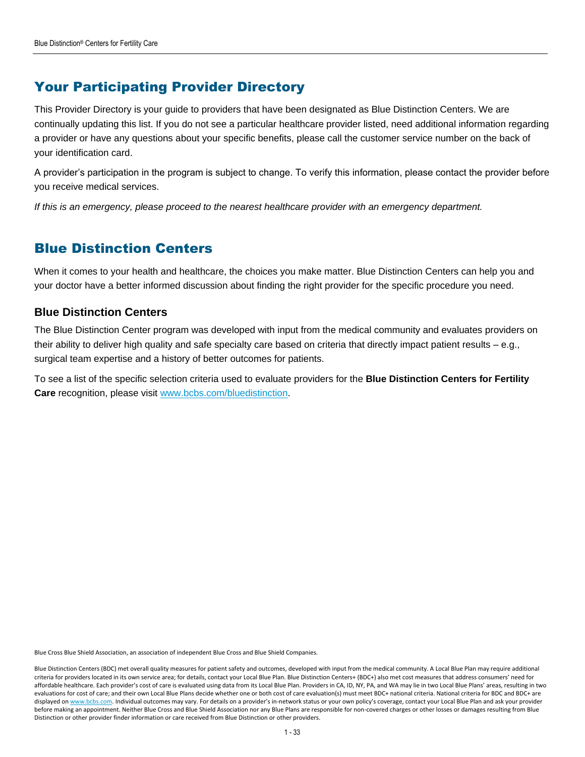## Your Participating Provider Directory

This Provider Directory is your guide to providers that have been designated as Blue Distinction Centers. We are continually updating this list. If you do not see a particular healthcare provider listed, need additional information regarding a provider or have any questions about your specific benefits, please call the customer service number on the back of your identification card.

A provider's participation in the program is subject to change. To verify this information, please contact the provider before you receive medical services.

*If this is an emergency, please proceed to the nearest healthcare provider with an emergency department.*

## Blue Distinction Centers

When it comes to your health and healthcare, the choices you make matter. Blue Distinction Centers can help you and your doctor have a better informed discussion about finding the right provider for the specific procedure you need.

### Blue Distinction Centers

The Blue Distinction Center program was developed with input from the medical community and evaluates providers on their ability to deliver high quality and safe specialty care based on criteria that directly impact patient results – e.g., surgical team expertise and a history of better outcomes for patients.

To see a list of the specific selection criteria used to evaluate providers for the **Blue Distinction Centers for Fertility Care** recognition, please visit [www.bcbs.com/bluedistinction](http://www.bcbs.com/bluedistinction).

Blue Cross Blue Shield Association, an association of independent Blue Cross and Blue Shield Companies.

Blue Distinction Centers (BDC) met overall quality measures for patient safety and outcomes, developed with input from the medical community. A Local Blue Plan may require additional criteria for providers located in its own service area; for details, contact your Local Blue Plan. Blue Distinction Centers+ (BDC+) also met cost measures that address consumers' need for affordable healthcare. Each provider's cost of care is evaluated using data from its Local Blue Plan. Providers in CA, ID, NY, PA, and WA may lie in two Local Blue Plans' areas, resulting in two evaluations for cost of care; and their own Local Blue Plans decide whether one or both cost of care evaluation(s) must meet BDC+ national criteria. National criteria for BDC and BDC+ are displayed on [www.bcbs.com](http://www.bcbs.com). Individual outcomes may vary. For details on a provider's in-network status or your own policy's coverage, contact your Local Blue Plan and ask your provider before making an appointment. Neither Blue Cross and Blue Shield Association nor any Blue Plans are responsible for non-covered charges or other losses or damages resulting from Blue Distinction or other provider finder information or care received from Blue Distinction or other providers.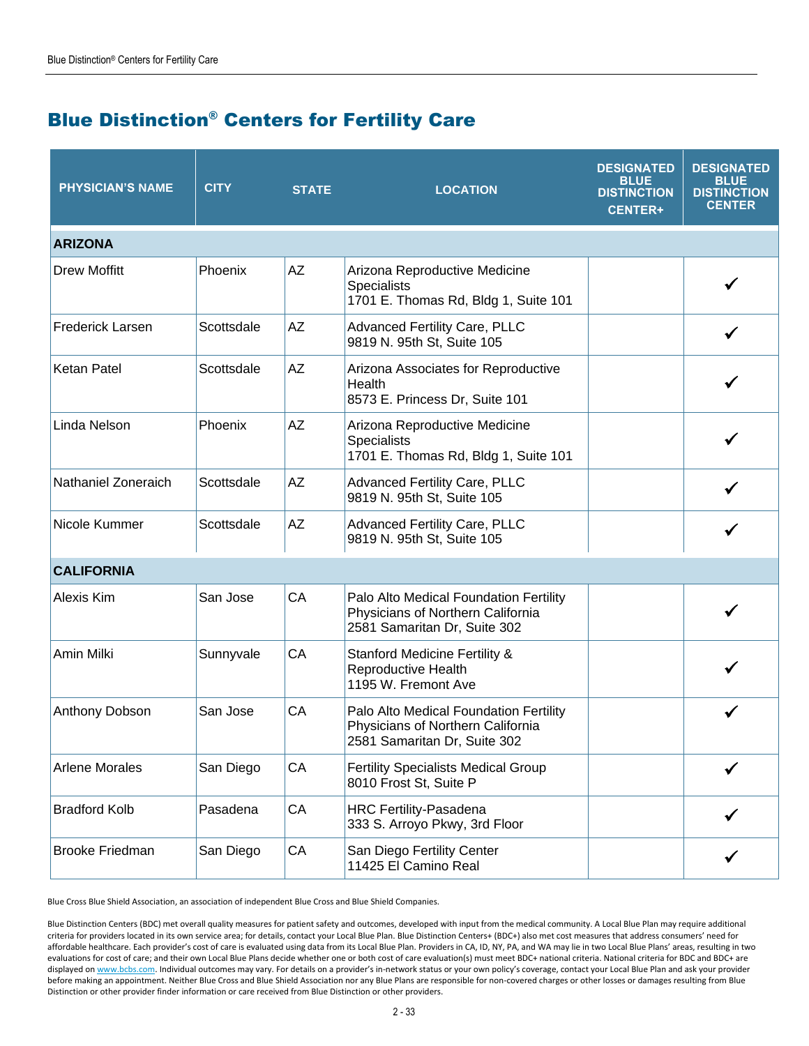# Blue Distinction® Centers for Fertility Care

| PHYSICIAN'S NAME | CITY | STATE | LOCATION | DESIGNATED BLUE DISTINCTION CENTER+ | DESIGNATED BLUE DISTINCTION CENTER |
|---|---|---|---|---|---|
| **ARIZONA** | | | | | |
| Drew Moffitt | Phoenix | AZ | Arizona Reproductive Medicine Specialists<br>1701 E. Thomas Rd, Bldg 1, Suite 101 | | ✓ |
| Frederick Larsen | Scottsdale | AZ | Advanced Fertility Care, PLLC<br>9819 N. 95th St, Suite 105 | | ✓ |
| Ketan Patel | Scottsdale | AZ | Arizona Associates for Reproductive Health<br>8573 E. Princess Dr, Suite 101 | | ✓ |
| Linda Nelson | Phoenix | AZ | Arizona Reproductive Medicine Specialists<br>1701 E. Thomas Rd, Bldg 1, Suite 101 | | ✓ |
| Nathaniel Zoneraich | Scottsdale | AZ | Advanced Fertility Care, PLLC<br>9819 N. 95th St, Suite 105 | | ✓ |
| Nicole Kummer | Scottsdale | AZ | Advanced Fertility Care, PLLC<br>9819 N. 95th St, Suite 105 | | ✓ |
| **CALIFORNIA** | | | | | |
| Alexis Kim | San Jose | CA | Palo Alto Medical Foundation Fertility Physicians of Northern California<br>2581 Samaritan Dr, Suite 302 | | ✓ |
| Amin Milki | Sunnyvale | CA | Stanford Medicine Fertility & Reproductive Health<br>1195 W. Fremont Ave | | ✓ |
| Anthony Dobson | San Jose | CA | Palo Alto Medical Foundation Fertility Physicians of Northern California<br>2581 Samaritan Dr, Suite 302 | | ✓ |
| Arlene Morales | San Diego | CA | Fertility Specialists Medical Group<br>8010 Frost St, Suite P | | ✓ |
| Bradford Kolb | Pasadena | CA | HRC Fertility-Pasadena<br>333 S. Arroyo Pkwy, 3rd Floor | | ✓ |
| Brooke Friedman | San Diego | CA | San Diego Fertility Center<br>11425 El Camino Real | | ✓ |

Blue Cross Blue Shield Association, an association of independent Blue Cross and Blue Shield Companies.

Blue Distinction Centers (BDC) met overall quality measures for patient safety and outcomes, developed with input from the medical community. A Local Blue Plan may require additional criteria for providers located in its own service area; for details, contact your Local Blue Plan. Blue Distinction Centers+ (BDC+) also met cost measures that address consumers' need for affordable healthcare. Each provider's cost of care is evaluated using data from its Local Blue Plan. Providers in CA, ID, NY, PA, and WA may lie in two Local Blue Plans' areas, resulting in two evaluations for cost of care; and their own Local Blue Plans decide whether one or both cost of care evaluation(s) must meet BDC+ national criteria. National criteria for BDC and BDC+ are displayed on www.bcbs.com. Individual outcomes may vary. For details on a provider's in-network status or your own policy's coverage, contact your Local Blue Plan and ask your provider before making an appointment. Neither Blue Cross and Blue Shield Association nor any Blue Plans are responsible for non-covered charges or other losses or damages resulting from Blue Distinction or other provider finder information or care received from Blue Distinction or other providers.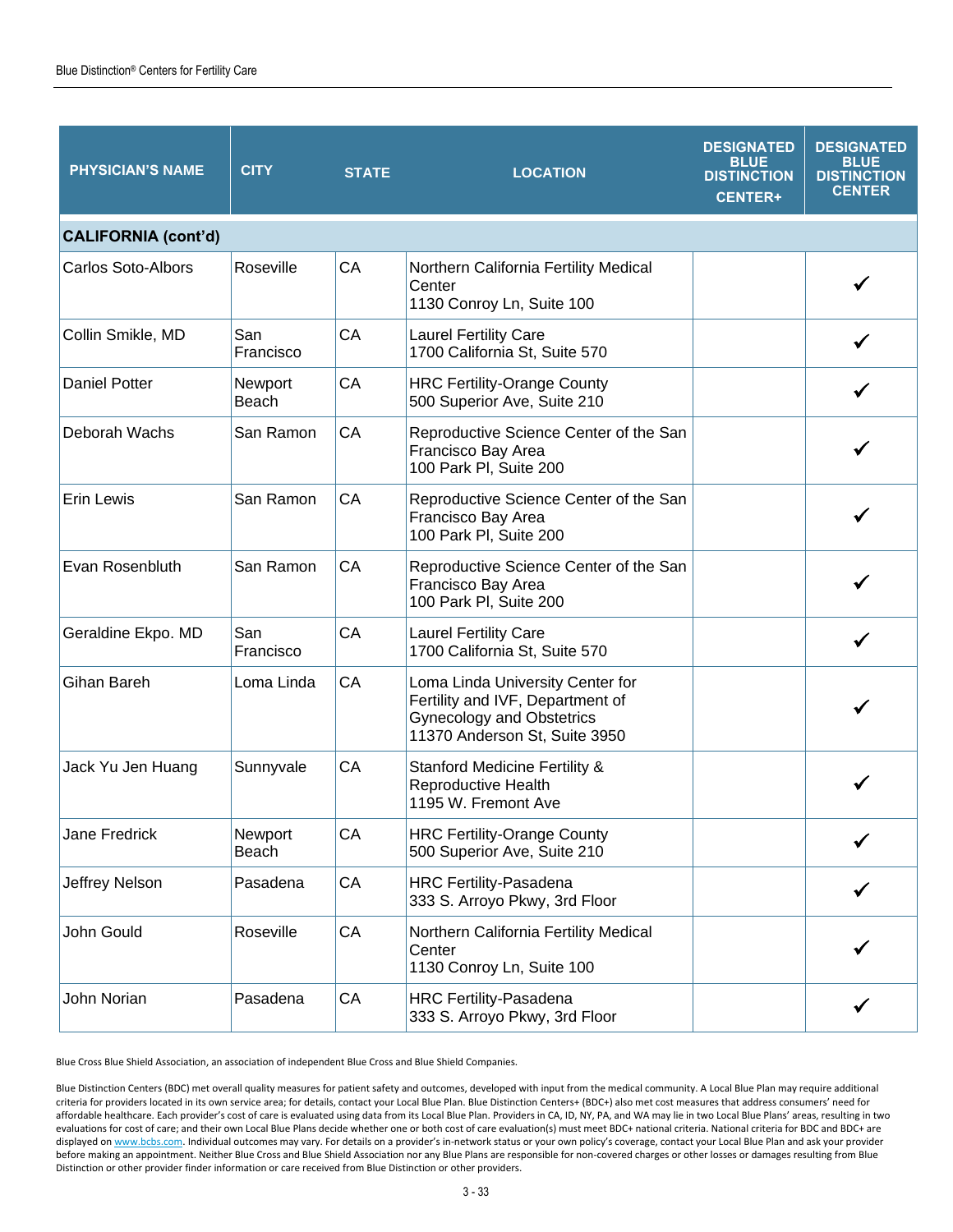| PHYSICIAN'S NAME | CITY | STATE | LOCATION | DESIGNATED BLUE DISTINCTION CENTER+ | DESIGNATED BLUE DISTINCTION CENTER |
|---|---|---|---|---|---|
| **CALIFORNIA (cont'd)** | | | | | |
| Carlos Soto-Albors | Roseville | CA | Northern California Fertility Medical Center<br>1130 Conroy Ln, Suite 100 | | ✓ |
| Collin Smikle, MD | San Francisco | CA | Laurel Fertility Care<br>1700 California St, Suite 570 | | ✓ |
| Daniel Potter | Newport Beach | CA | HRC Fertility-Orange County<br>500 Superior Ave, Suite 210 | | ✓ |
| Deborah Wachs | San Ramon | CA | Reproductive Science Center of the San Francisco Bay Area<br>100 Park Pl, Suite 200 | | ✓ |
| Erin Lewis | San Ramon | CA | Reproductive Science Center of the San Francisco Bay Area<br>100 Park Pl, Suite 200 | | ✓ |
| Evan Rosenbluth | San Ramon | CA | Reproductive Science Center of the San Francisco Bay Area<br>100 Park Pl, Suite 200 | | ✓ |
| Geraldine Ekpo. MD | San Francisco | CA | Laurel Fertility Care<br>1700 California St, Suite 570 | | ✓ |
| Gihan Bareh | Loma Linda | CA | Loma Linda University Center for Fertility and IVF, Department of Gynecology and Obstetrics<br>11370 Anderson St, Suite 3950 | | ✓ |
| Jack Yu Jen Huang | Sunnyvale | CA | Stanford Medicine Fertility & Reproductive Health<br>1195 W. Fremont Ave | | ✓ |
| Jane Fredrick | Newport Beach | CA | HRC Fertility-Orange County<br>500 Superior Ave, Suite 210 | | ✓ |
| Jeffrey Nelson | Pasadena | CA | HRC Fertility-Pasadena<br>333 S. Arroyo Pkwy, 3rd Floor | | ✓ |
| John Gould | Roseville | CA | Northern California Fertility Medical Center<br>1130 Conroy Ln, Suite 100 | | ✓ |
| John Norian | Pasadena | CA | HRC Fertility-Pasadena<br>333 S. Arroyo Pkwy, 3rd Floor | | ✓ |

Blue Cross Blue Shield Association, an association of independent Blue Cross and Blue Shield Companies.

Blue Distinction Centers (BDC) met overall quality measures for patient safety and outcomes, developed with input from the medical community. A Local Blue Plan may require additional criteria for providers located in its own service area; for details, contact your Local Blue Plan. Blue Distinction Centers+ (BDC+) also met cost measures that address consumers' need for affordable healthcare. Each provider's cost of care is evaluated using data from its Local Blue Plan. Providers in CA, ID, NY, PA, and WA may lie in two Local Blue Plans' areas, resulting in two evaluations for cost of care; and their own Local Blue Plans decide whether one or both cost of care evaluation(s) must meet BDC+ national criteria. National criteria for BDC and BDC+ are displayed on www.bcbs.com. Individual outcomes may vary. For details on a provider's in-network status or your own policy's coverage, contact your Local Blue Plan and ask your provider before making an appointment. Neither Blue Cross and Blue Shield Association nor any Blue Plans are responsible for non-covered charges or other losses or damages resulting from Blue Distinction or other provider finder information or care received from Blue Distinction or other providers.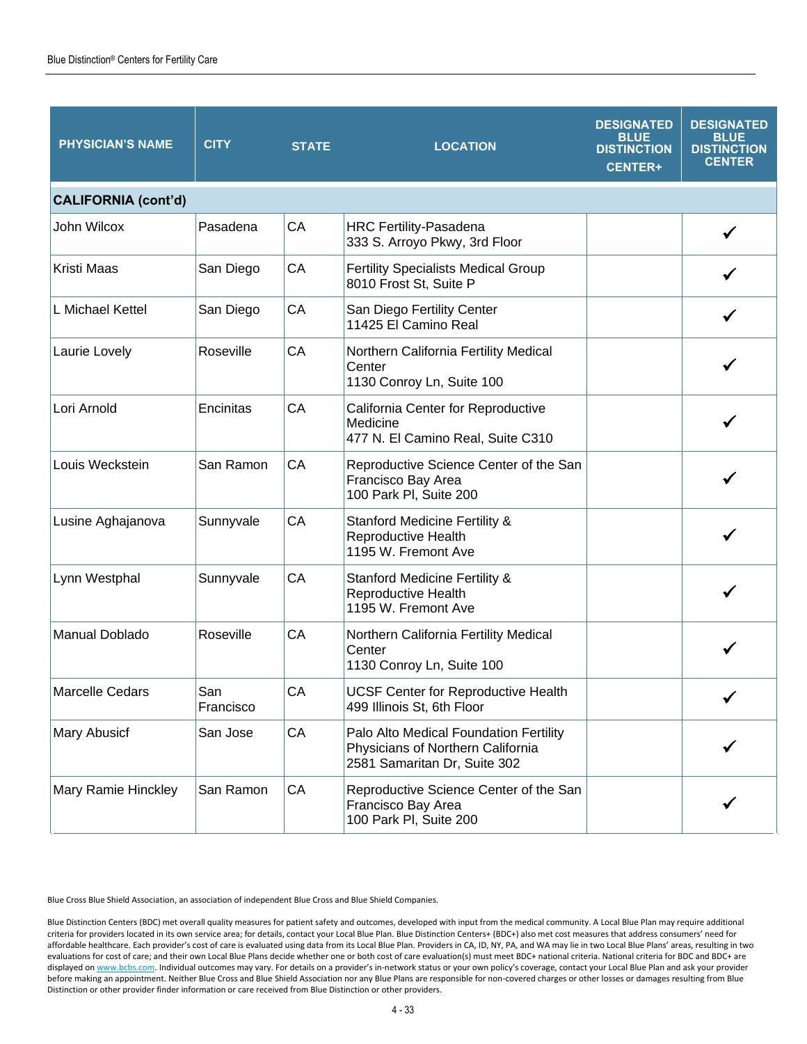| PHYSICIAN'S NAME | CITY | STATE | LOCATION | DESIGNATED BLUE DISTINCTION CENTER+ | DESIGNATED BLUE DISTINCTION CENTER |
|---|---|---|---|---|---|
| **CALIFORNIA (cont'd)** | | | | | |
| John Wilcox | Pasadena | CA | HRC Fertility-Pasadena<br>333 S. Arroyo Pkwy, 3rd Floor | | ✓ |
| Kristi Maas | San Diego | CA | Fertility Specialists Medical Group<br>8010 Frost St, Suite P | | ✓ |
| L Michael Kettel | San Diego | CA | San Diego Fertility Center<br>11425 El Camino Real | | ✓ |
| Laurie Lovely | Roseville | CA | Northern California Fertility Medical Center<br>1130 Conroy Ln, Suite 100 | | ✓ |
| Lori Arnold | Encinitas | CA | California Center for Reproductive Medicine<br>477 N. El Camino Real, Suite C310 | | ✓ |
| Louis Weckstein | San Ramon | CA | Reproductive Science Center of the San Francisco Bay Area<br>100 Park Pl, Suite 200 | | ✓ |
| Lusine Aghajanova | Sunnyvale | CA | Stanford Medicine Fertility & Reproductive Health<br>1195 W. Fremont Ave | | ✓ |
| Lynn Westphal | Sunnyvale | CA | Stanford Medicine Fertility & Reproductive Health<br>1195 W. Fremont Ave | | ✓ |
| Manual Doblado | Roseville | CA | Northern California Fertility Medical Center<br>1130 Conroy Ln, Suite 100 | | ✓ |
| Marcelle Cedars | San Francisco | CA | UCSF Center for Reproductive Health<br>499 Illinois St, 6th Floor | | ✓ |
| Mary Abusicf | San Jose | CA | Palo Alto Medical Foundation Fertility Physicians of Northern California<br>2581 Samaritan Dr, Suite 302 | | ✓ |
| Mary Ramie Hinckley | San Ramon | CA | Reproductive Science Center of the San Francisco Bay Area<br>100 Park Pl, Suite 200 | | ✓ |

Blue Cross Blue Shield Association, an association of independent Blue Cross and Blue Shield Companies.

Blue Distinction Centers (BDC) met overall quality measures for patient safety and outcomes, developed with input from the medical community. A Local Blue Plan may require additional criteria for providers located in its own service area; for details, contact your Local Blue Plan. Blue Distinction Centers+ (BDC+) also met cost measures that address consumers' need for affordable healthcare. Each provider's cost of care is evaluated using data from its Local Blue Plan. Providers in CA, ID, NY, PA, and WA may lie in two Local Blue Plans' areas, resulting in two evaluations for cost of care; and their own Local Blue Plans decide whether one or both cost of care evaluation(s) must meet BDC+ national criteria. National criteria for BDC and BDC+ are displayed on www.bcbs.com. Individual outcomes may vary. For details on a provider's in-network status or your own policy's coverage, contact your Local Blue Plan and ask your provider before making an appointment. Neither Blue Cross and Blue Shield Association nor any Blue Plans are responsible for non-covered charges or other losses or damages resulting from Blue Distinction or other provider finder information or care received from Blue Distinction or other providers.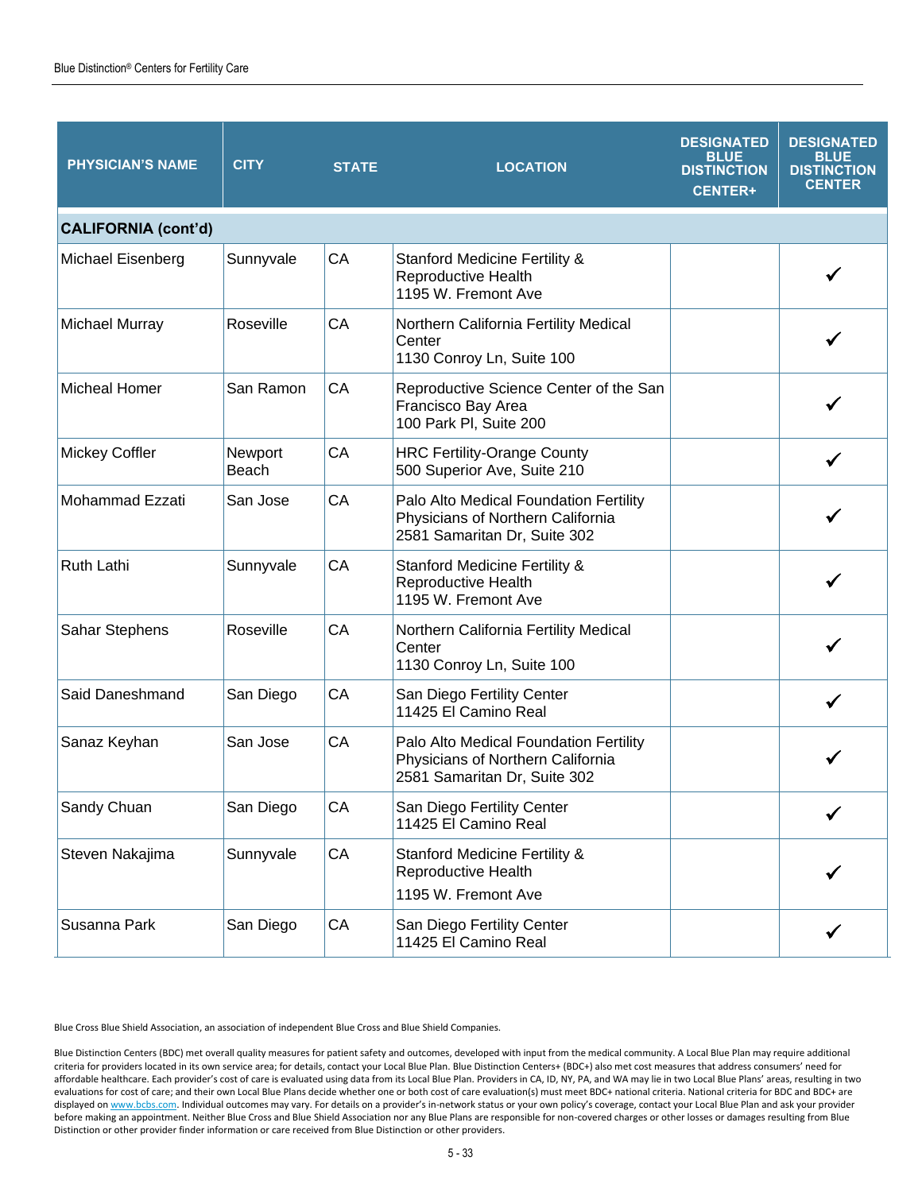| PHYSICIAN'S NAME | CITY | STATE | LOCATION | DESIGNATED BLUE DISTINCTION CENTER+ | DESIGNATED BLUE DISTINCTION CENTER |
|---|---|---|---|---|---|
| **CALIFORNIA (cont'd)** | | | | | |
| Michael Eisenberg | Sunnyvale | CA | Stanford Medicine Fertility & Reproductive Health 1195 W. Fremont Ave | | ✓ |
| Michael Murray | Roseville | CA | Northern California Fertility Medical Center 1130 Conroy Ln, Suite 100 | | ✓ |
| Micheal Homer | San Ramon | CA | Reproductive Science Center of the San Francisco Bay Area 100 Park Pl, Suite 200 | | ✓ |
| Mickey Coffler | Newport Beach | CA | HRC Fertility-Orange County 500 Superior Ave, Suite 210 | | ✓ |
| Mohammad Ezzati | San Jose | CA | Palo Alto Medical Foundation Fertility Physicians of Northern California 2581 Samaritan Dr, Suite 302 | | ✓ |
| Ruth Lathi | Sunnyvale | CA | Stanford Medicine Fertility & Reproductive Health 1195 W. Fremont Ave | | ✓ |
| Sahar Stephens | Roseville | CA | Northern California Fertility Medical Center 1130 Conroy Ln, Suite 100 | | ✓ |
| Said Daneshmand | San Diego | CA | San Diego Fertility Center 11425 El Camino Real | | ✓ |
| Sanaz Keyhan | San Jose | CA | Palo Alto Medical Foundation Fertility Physicians of Northern California 2581 Samaritan Dr, Suite 302 | | ✓ |
| Sandy Chuan | San Diego | CA | San Diego Fertility Center 11425 El Camino Real | | ✓ |
| Steven Nakajima | Sunnyvale | CA | Stanford Medicine Fertility & Reproductive Health 1195 W. Fremont Ave | | ✓ |
| Susanna Park | San Diego | CA | San Diego Fertility Center 11425 El Camino Real | | ✓ |

Blue Cross Blue Shield Association, an association of independent Blue Cross and Blue Shield Companies.

Blue Distinction Centers (BDC) met overall quality measures for patient safety and outcomes, developed with input from the medical community. A Local Blue Plan may require additional criteria for providers located in its own service area; for details, contact your Local Blue Plan. Blue Distinction Centers+ (BDC+) also met cost measures that address consumers' need for affordable healthcare. Each provider's cost of care is evaluated using data from its Local Blue Plan. Providers in CA, ID, NY, PA, and WA may lie in two Local Blue Plans' areas, resulting in two evaluations for cost of care; and their own Local Blue Plans decide whether one or both cost of care evaluation(s) must meet BDC+ national criteria. National criteria for BDC and BDC+ are displayed on www.bcbs.com. Individual outcomes may vary. For details on a provider's in-network status or your own policy's coverage, contact your Local Blue Plan and ask your provider before making an appointment. Neither Blue Cross and Blue Shield Association nor any Blue Plans are responsible for non-covered charges or other losses or damages resulting from Blue Distinction or other provider finder information or care received from Blue Distinction or other providers.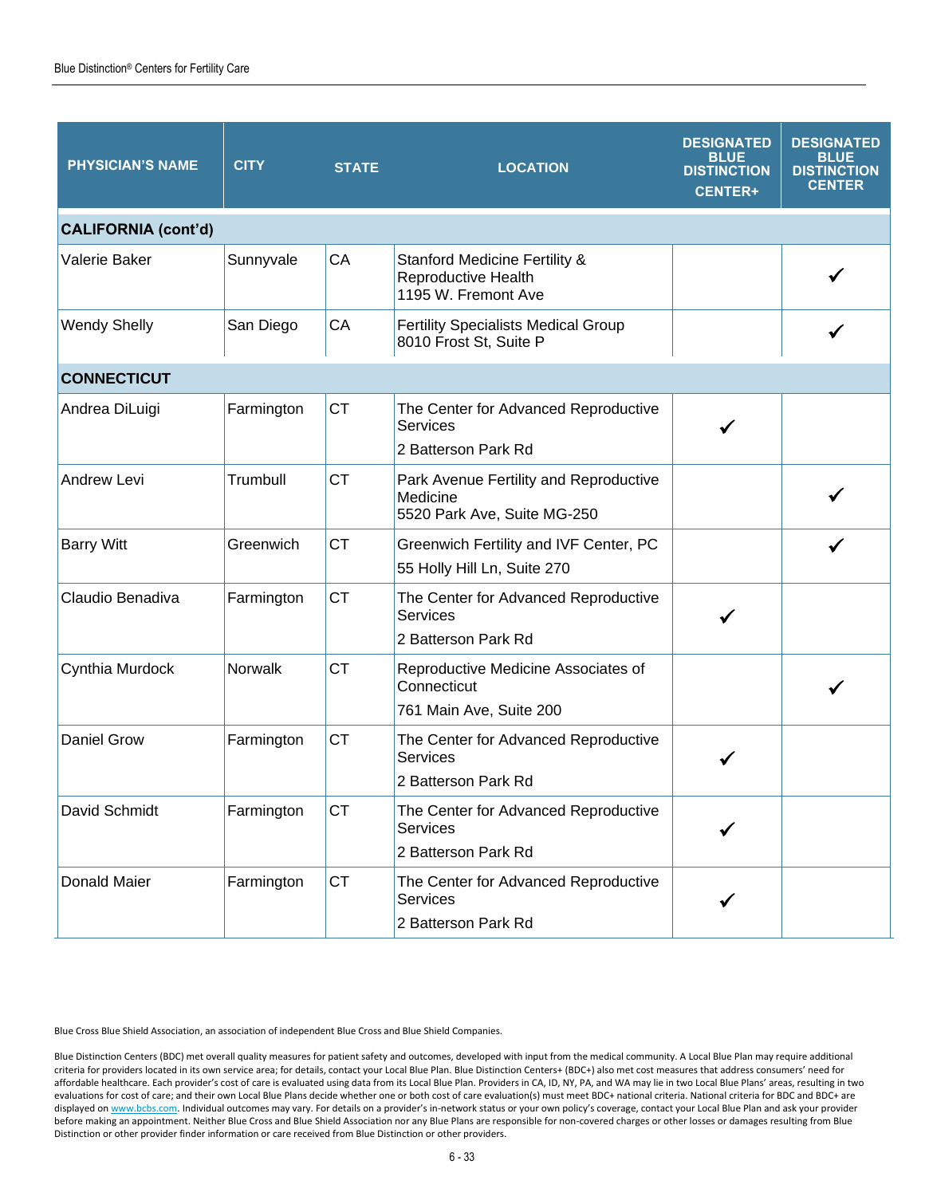| PHYSICIAN'S NAME | CITY | STATE | LOCATION | DESIGNATED BLUE DISTINCTION CENTER+ | DESIGNATED BLUE DISTINCTION CENTER |
|---|---|---|---|---|---|
| **CALIFORNIA (cont'd)** | | | | | |
| Valerie Baker | Sunnyvale | CA | Stanford Medicine Fertility & Reproductive Health 1195 W. Fremont Ave | | ✓ |
| Wendy Shelly | San Diego | CA | Fertility Specialists Medical Group 8010 Frost St, Suite P | | ✓ |
| **CONNECTICUT** | | | | | |
| Andrea DiLuigi | Farmington | CT | The Center for Advanced Reproductive Services 2 Batterson Park Rd | ✓ | |
| Andrew Levi | Trumbull | CT | Park Avenue Fertility and Reproductive Medicine 5520 Park Ave, Suite MG-250 | | ✓ |
| Barry Witt | Greenwich | CT | Greenwich Fertility and IVF Center, PC 55 Holly Hill Ln, Suite 270 | | ✓ |
| Claudio Benadiva | Farmington | CT | The Center for Advanced Reproductive Services 2 Batterson Park Rd | ✓ | |
| Cynthia Murdock | Norwalk | CT | Reproductive Medicine Associates of Connecticut 761 Main Ave, Suite 200 | | ✓ |
| Daniel Grow | Farmington | CT | The Center for Advanced Reproductive Services 2 Batterson Park Rd | ✓ | |
| David Schmidt | Farmington | CT | The Center for Advanced Reproductive Services 2 Batterson Park Rd | ✓ | |
| Donald Maier | Farmington | CT | The Center for Advanced Reproductive Services 2 Batterson Park Rd | ✓ | |

Blue Cross Blue Shield Association, an association of independent Blue Cross and Blue Shield Companies.

Blue Distinction Centers (BDC) met overall quality measures for patient safety and outcomes, developed with input from the medical community. A Local Blue Plan may require additional criteria for providers located in its own service area; for details, contact your Local Blue Plan. Blue Distinction Centers+ (BDC+) also met cost measures that address consumers' need for affordable healthcare. Each provider's cost of care is evaluated using data from its Local Blue Plan. Providers in CA, ID, NY, PA, and WA may lie in two Local Blue Plans' areas, resulting in two evaluations for cost of care; and their own Local Blue Plans decide whether one or both cost of care evaluation(s) must meet BDC+ national criteria. National criteria for BDC and BDC+ are displayed on www.bcbs.com. Individual outcomes may vary. For details on a provider's in-network status or your own policy's coverage, contact your Local Blue Plan and ask your provider before making an appointment. Neither Blue Cross and Blue Shield Association nor any Blue Plans are responsible for non-covered charges or other losses or damages resulting from Blue Distinction or other provider finder information or care received from Blue Distinction or other providers.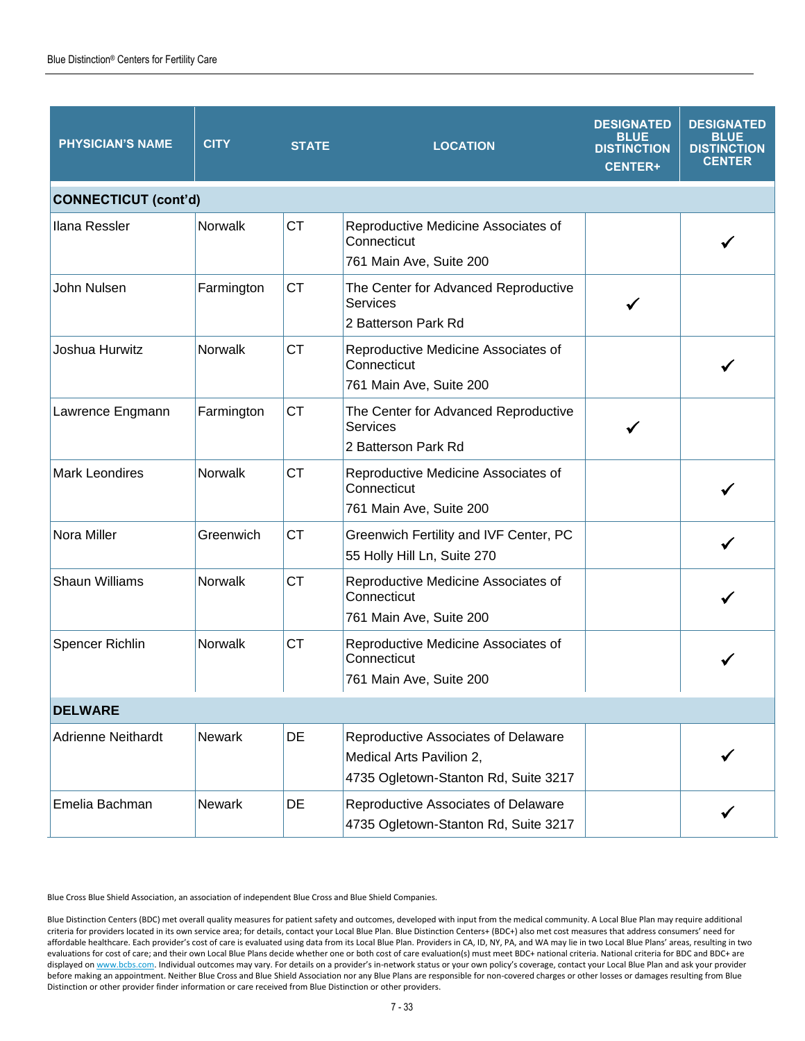| PHYSICIAN'S NAME | CITY | STATE | LOCATION | DESIGNATED BLUE DISTINCTION CENTER+ | DESIGNATED BLUE DISTINCTION CENTER |
|---|---|---|---|---|---|
| **CONNECTICUT (cont'd)** | | | | | |
| Ilana Ressler | Norwalk | CT | Reproductive Medicine Associates of Connecticut<br>761 Main Ave, Suite 200 | | ✓ |
| John Nulsen | Farmington | CT | The Center for Advanced Reproductive Services<br>2 Batterson Park Rd | ✓ | |
| Joshua Hurwitz | Norwalk | CT | Reproductive Medicine Associates of Connecticut<br>761 Main Ave, Suite 200 | | ✓ |
| Lawrence Engmann | Farmington | CT | The Center for Advanced Reproductive Services<br>2 Batterson Park Rd | ✓ | |
| Mark Leondires | Norwalk | CT | Reproductive Medicine Associates of Connecticut<br>761 Main Ave, Suite 200 | | ✓ |
| Nora Miller | Greenwich | CT | Greenwich Fertility and IVF Center, PC<br>55 Holly Hill Ln, Suite 270 | | ✓ |
| Shaun Williams | Norwalk | CT | Reproductive Medicine Associates of Connecticut<br>761 Main Ave, Suite 200 | | ✓ |
| Spencer Richlin | Norwalk | CT | Reproductive Medicine Associates of Connecticut<br>761 Main Ave, Suite 200 | | ✓ |
| **DELWARE** | | | | | |
| Adrienne Neithardt | Newark | DE | Reproductive Associates of Delaware<br>Medical Arts Pavilion 2,<br>4735 Ogletown-Stanton Rd, Suite 3217 | | ✓ |
| Emelia Bachman | Newark | DE | Reproductive Associates of Delaware<br>4735 Ogletown-Stanton Rd, Suite 3217 | | ✓ |

Blue Cross Blue Shield Association, an association of independent Blue Cross and Blue Shield Companies.

Blue Distinction Centers (BDC) met overall quality measures for patient safety and outcomes, developed with input from the medical community. A Local Blue Plan may require additional criteria for providers located in its own service area; for details, contact your Local Blue Plan. Blue Distinction Centers+ (BDC+) also met cost measures that address consumers' need for affordable healthcare. Each provider's cost of care is evaluated using data from its Local Blue Plan. Providers in CA, ID, NY, PA, and WA may lie in two Local Blue Plans' areas, resulting in two evaluations for cost of care; and their own Local Blue Plans decide whether one or both cost of care evaluation(s) must meet BDC+ national criteria. National criteria for BDC and BDC+ are displayed on www.bcbs.com. Individual outcomes may vary. For details on a provider's in-network status or your own policy's coverage, contact your Local Blue Plan and ask your provider before making an appointment. Neither Blue Cross and Blue Shield Association nor any Blue Plans are responsible for non-covered charges or other losses or damages resulting from Blue Distinction or other provider finder information or care received from Blue Distinction or other providers.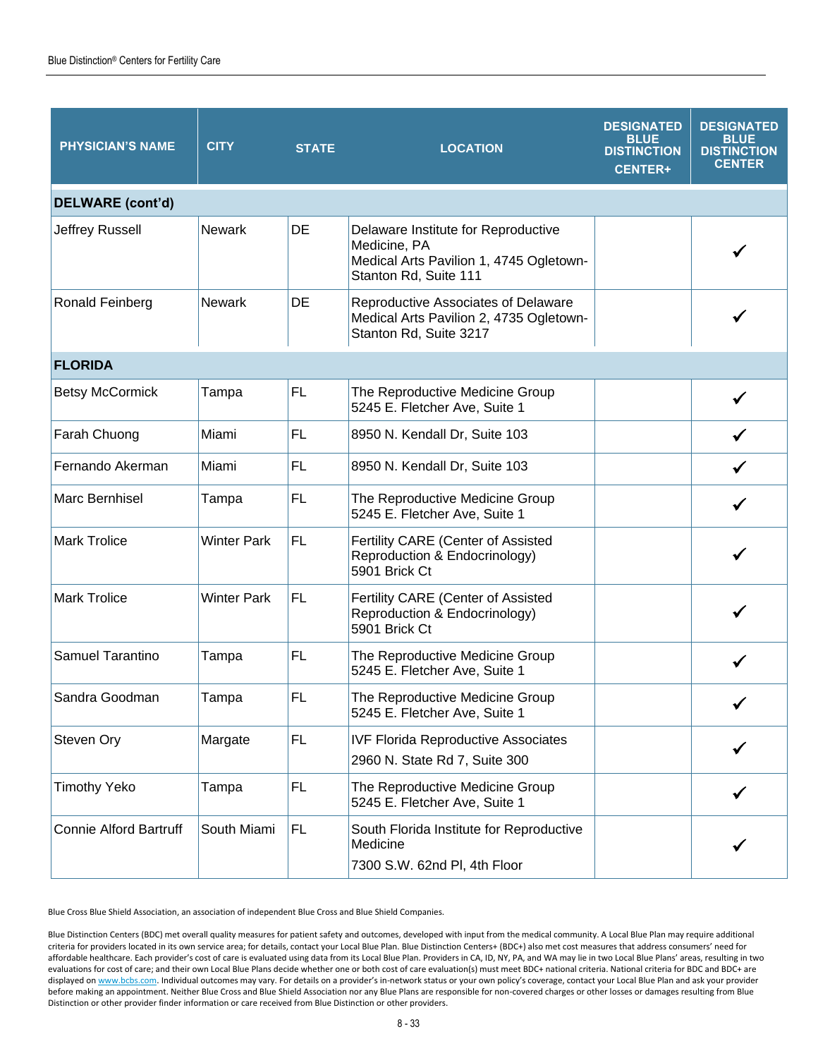| PHYSICIAN'S NAME | CITY | STATE | LOCATION | DESIGNATED BLUE DISTINCTION CENTER+ | DESIGNATED BLUE DISTINCTION CENTER |
|---|---|---|---|---|---|
| **DELWARE (cont'd)** | | | | | |
| Jeffrey Russell | Newark | DE | Delaware Institute for Reproductive Medicine, PA Medical Arts Pavilion 1, 4745 Ogletown-Stanton Rd, Suite 111 | | ✓ |
| Ronald Feinberg | Newark | DE | Reproductive Associates of Delaware Medical Arts Pavilion 2, 4735 Ogletown-Stanton Rd, Suite 3217 | | ✓ |
| **FLORIDA** | | | | | |
| Betsy McCormick | Tampa | FL | The Reproductive Medicine Group 5245 E. Fletcher Ave, Suite 1 | | ✓ |
| Farah Chuong | Miami | FL | 8950 N. Kendall Dr, Suite 103 | | ✓ |
| Fernando Akerman | Miami | FL | 8950 N. Kendall Dr, Suite 103 | | ✓ |
| Marc Bernhisel | Tampa | FL | The Reproductive Medicine Group 5245 E. Fletcher Ave, Suite 1 | | ✓ |
| Mark Trolice | Winter Park | FL | Fertility CARE (Center of Assisted Reproduction & Endocrinology) 5901 Brick Ct | | ✓ |
| Mark Trolice | Winter Park | FL | Fertility CARE (Center of Assisted Reproduction & Endocrinology) 5901 Brick Ct | | ✓ |
| Samuel Tarantino | Tampa | FL | The Reproductive Medicine Group 5245 E. Fletcher Ave, Suite 1 | | ✓ |
| Sandra Goodman | Tampa | FL | The Reproductive Medicine Group 5245 E. Fletcher Ave, Suite 1 | | ✓ |
| Steven Ory | Margate | FL | IVF Florida Reproductive Associates 2960 N. State Rd 7, Suite 300 | | ✓ |
| Timothy Yeko | Tampa | FL | The Reproductive Medicine Group 5245 E. Fletcher Ave, Suite 1 | | ✓ |
| Connie Alford Bartruff | South Miami | FL | South Florida Institute for Reproductive Medicine 7300 S.W. 62nd Pl, 4th Floor | | ✓ |

Blue Cross Blue Shield Association, an association of independent Blue Cross and Blue Shield Companies.

Blue Distinction Centers (BDC) met overall quality measures for patient safety and outcomes, developed with input from the medical community. A Local Blue Plan may require additional criteria for providers located in its own service area; for details, contact your Local Blue Plan. Blue Distinction Centers+ (BDC+) also met cost measures that address consumers' need for affordable healthcare. Each provider's cost of care is evaluated using data from its Local Blue Plan. Providers in CA, ID, NY, PA, and WA may lie in two Local Blue Plans' areas, resulting in two evaluations for cost of care; and their own Local Blue Plans decide whether one or both cost of care evaluation(s) must meet BDC+ national criteria. National criteria for BDC and BDC+ are displayed on www.bcbs.com. Individual outcomes may vary. For details on a provider's in-network status or your own policy's coverage, contact your Local Blue Plan and ask your provider before making an appointment. Neither Blue Cross and Blue Shield Association nor any Blue Plans are responsible for non-covered charges or other losses or damages resulting from Blue Distinction or other provider finder information or care received from Blue Distinction or other providers.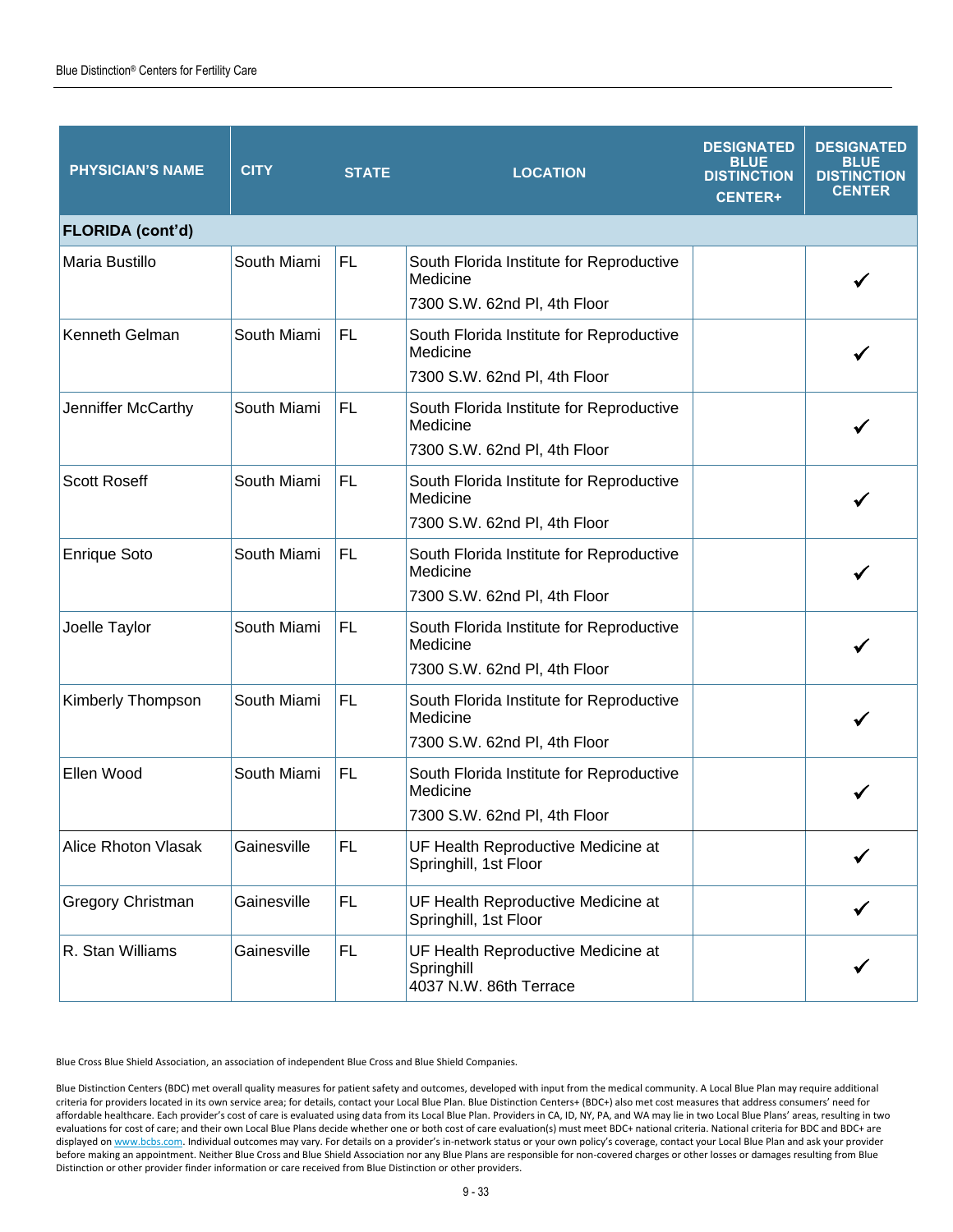| PHYSICIAN'S NAME | CITY | STATE | LOCATION | DESIGNATED BLUE DISTINCTION CENTER+ | DESIGNATED BLUE DISTINCTION CENTER |
|---|---|---|---|---|---|
| **FLORIDA (cont'd)** | | | | | |
| Maria Bustillo | South Miami | FL | South Florida Institute for Reproductive Medicine<br>7300 S.W. 62nd Pl, 4th Floor | | ✓ |
| Kenneth Gelman | South Miami | FL | South Florida Institute for Reproductive Medicine<br>7300 S.W. 62nd Pl, 4th Floor | | ✓ |
| Jenniffer McCarthy | South Miami | FL | South Florida Institute for Reproductive Medicine<br>7300 S.W. 62nd Pl, 4th Floor | | ✓ |
| Scott Roseff | South Miami | FL | South Florida Institute for Reproductive Medicine<br>7300 S.W. 62nd Pl, 4th Floor | | ✓ |
| Enrique Soto | South Miami | FL | South Florida Institute for Reproductive Medicine<br>7300 S.W. 62nd Pl, 4th Floor | | ✓ |
| Joelle Taylor | South Miami | FL | South Florida Institute for Reproductive Medicine<br>7300 S.W. 62nd Pl, 4th Floor | | ✓ |
| Kimberly Thompson | South Miami | FL | South Florida Institute for Reproductive Medicine<br>7300 S.W. 62nd Pl, 4th Floor | | ✓ |
| Ellen Wood | South Miami | FL | South Florida Institute for Reproductive Medicine<br>7300 S.W. 62nd Pl, 4th Floor | | ✓ |
| Alice Rhoton Vlasak | Gainesville | FL | UF Health Reproductive Medicine at Springhill, 1st Floor | | ✓ |
| Gregory Christman | Gainesville | FL | UF Health Reproductive Medicine at Springhill, 1st Floor | | ✓ |
| R. Stan Williams | Gainesville | FL | UF Health Reproductive Medicine at Springhill<br>4037 N.W. 86th Terrace | | ✓ |

Blue Cross Blue Shield Association, an association of independent Blue Cross and Blue Shield Companies.

Blue Distinction Centers (BDC) met overall quality measures for patient safety and outcomes, developed with input from the medical community. A Local Blue Plan may require additional criteria for providers located in its own service area; for details, contact your Local Blue Plan. Blue Distinction Centers+ (BDC+) also met cost measures that address consumers' need for affordable healthcare. Each provider's cost of care is evaluated using data from its Local Blue Plan. Providers in CA, ID, NY, PA, and WA may lie in two Local Blue Plans' areas, resulting in two evaluations for cost of care; and their own Local Blue Plans decide whether one or both cost of care evaluation(s) must meet BDC+ national criteria. National criteria for BDC and BDC+ are displayed on www.bcbs.com. Individual outcomes may vary. For details on a provider's in-network status or your own policy's coverage, contact your Local Blue Plan and ask your provider before making an appointment. Neither Blue Cross and Blue Shield Association nor any Blue Plans are responsible for non-covered charges or other losses or damages resulting from Blue Distinction or other provider finder information or care received from Blue Distinction or other providers.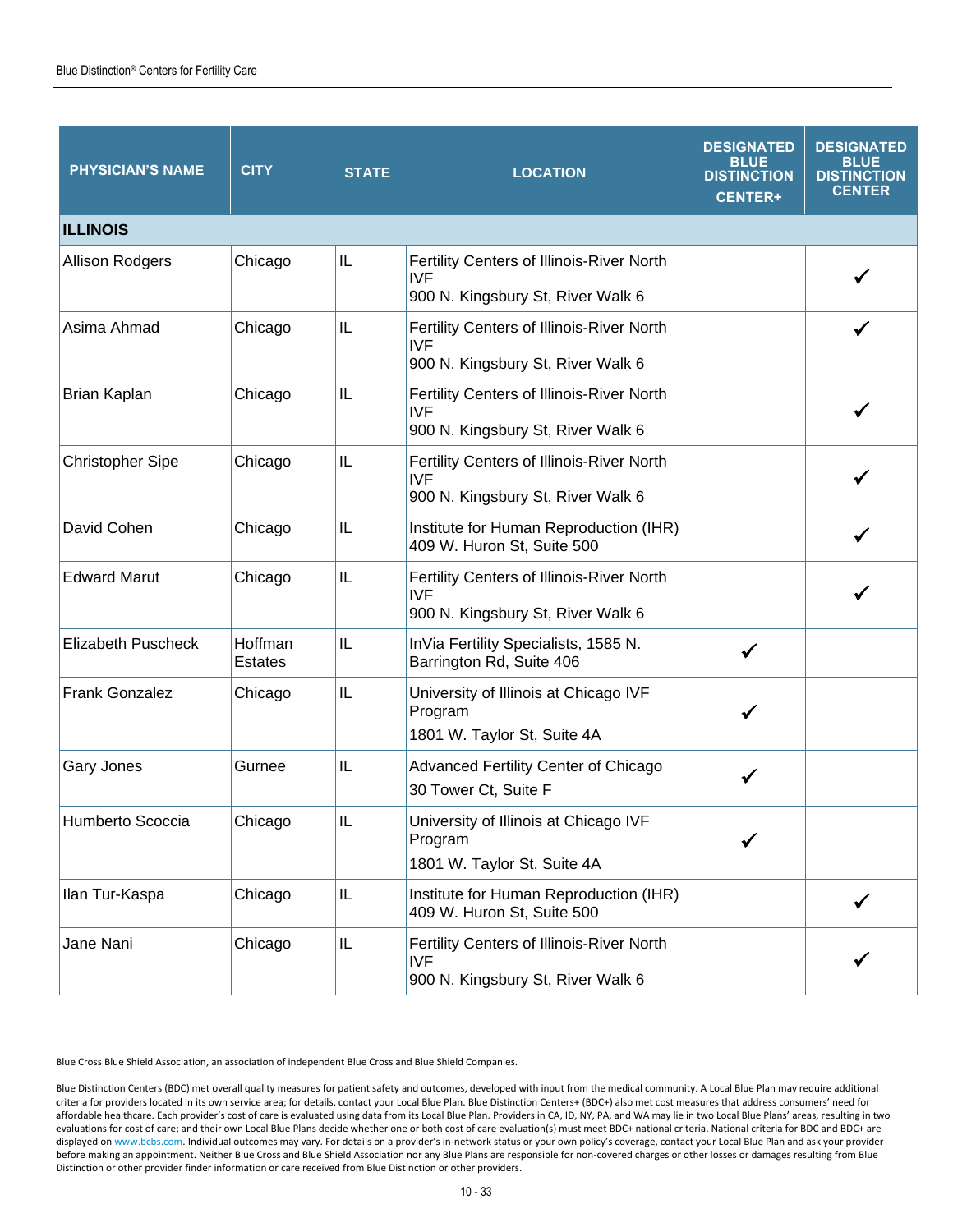| PHYSICIAN'S NAME | CITY | STATE | LOCATION | DESIGNATED BLUE DISTINCTION CENTER+ | DESIGNATED BLUE DISTINCTION CENTER |
|---|---|---|---|---|---|
| **ILLINOIS** | | | | | |
| Allison Rodgers | Chicago | IL | Fertility Centers of Illinois-River North IVF 900 N. Kingsbury St, River Walk 6 | | ✓ |
| Asima Ahmad | Chicago | IL | Fertility Centers of Illinois-River North IVF 900 N. Kingsbury St, River Walk 6 | | ✓ |
| Brian Kaplan | Chicago | IL | Fertility Centers of Illinois-River North IVF 900 N. Kingsbury St, River Walk 6 | | ✓ |
| Christopher Sipe | Chicago | IL | Fertility Centers of Illinois-River North IVF 900 N. Kingsbury St, River Walk 6 | | ✓ |
| David Cohen | Chicago | IL | Institute for Human Reproduction (IHR) 409 W. Huron St, Suite 500 | | ✓ |
| Edward Marut | Chicago | IL | Fertility Centers of Illinois-River North IVF 900 N. Kingsbury St, River Walk 6 | | ✓ |
| Elizabeth Puscheck | Hoffman Estates | IL | InVia Fertility Specialists, 1585 N. Barrington Rd, Suite 406 | ✓ | |
| Frank Gonzalez | Chicago | IL | University of Illinois at Chicago IVF Program 1801 W. Taylor St, Suite 4A | ✓ | |
| Gary Jones | Gurnee | IL | Advanced Fertility Center of Chicago 30 Tower Ct, Suite F | ✓ | |
| Humberto Scoccia | Chicago | IL | University of Illinois at Chicago IVF Program 1801 W. Taylor St, Suite 4A | ✓ | |
| Ilan Tur-Kaspa | Chicago | IL | Institute for Human Reproduction (IHR) 409 W. Huron St, Suite 500 | | ✓ |
| Jane Nani | Chicago | IL | Fertility Centers of Illinois-River North IVF 900 N. Kingsbury St, River Walk 6 | | ✓ |

Blue Cross Blue Shield Association, an association of independent Blue Cross and Blue Shield Companies.

Blue Distinction Centers (BDC) met overall quality measures for patient safety and outcomes, developed with input from the medical community. A Local Blue Plan may require additional criteria for providers located in its own service area; for details, contact your Local Blue Plan. Blue Distinction Centers+ (BDC+) also met cost measures that address consumers' need for affordable healthcare. Each provider's cost of care is evaluated using data from its Local Blue Plan. Providers in CA, ID, NY, PA, and WA may lie in two Local Blue Plans' areas, resulting in two evaluations for cost of care; and their own Local Blue Plans decide whether one or both cost of care evaluation(s) must meet BDC+ national criteria. National criteria for BDC and BDC+ are displayed on www.bcbs.com. Individual outcomes may vary. For details on a provider's in-network status or your own policy's coverage, contact your Local Blue Plan and ask your provider before making an appointment. Neither Blue Cross and Blue Shield Association nor any Blue Plans are responsible for non-covered charges or other losses or damages resulting from Blue Distinction or other provider finder information or care received from Blue Distinction or other providers.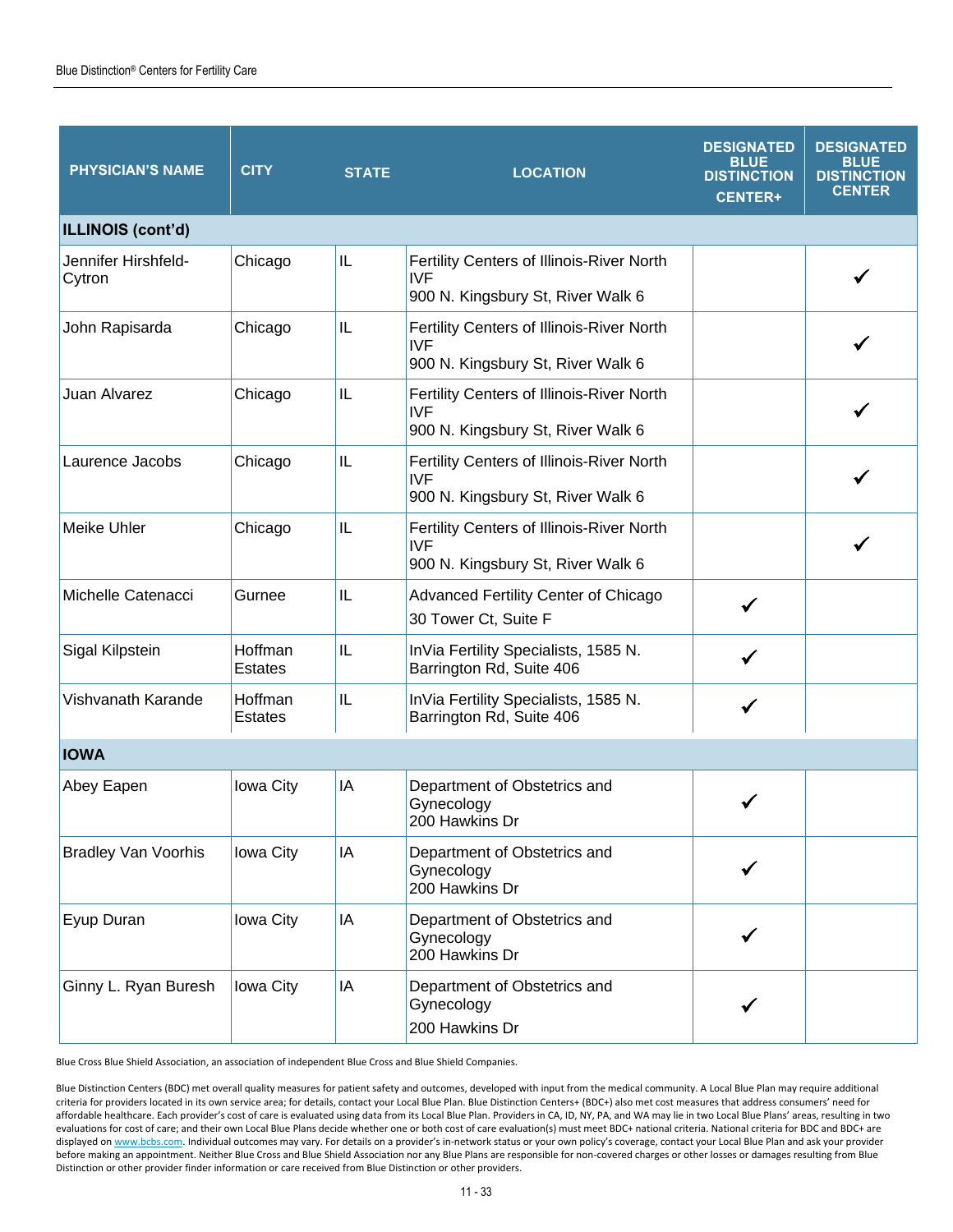| PHYSICIAN'S NAME | CITY | STATE | LOCATION | DESIGNATED BLUE DISTINCTION CENTER+ | DESIGNATED BLUE DISTINCTION CENTER |
|---|---|---|---|---|---|
| **ILLINOIS (cont'd)** | | | | | |
| Jennifer Hirshfeld-Cytron | Chicago | IL | Fertility Centers of Illinois-River North IVF 900 N. Kingsbury St, River Walk 6 | | ✓ |
| John Rapisarda | Chicago | IL | Fertility Centers of Illinois-River North IVF 900 N. Kingsbury St, River Walk 6 | | ✓ |
| Juan Alvarez | Chicago | IL | Fertility Centers of Illinois-River North IVF 900 N. Kingsbury St, River Walk 6 | | ✓ |
| Laurence Jacobs | Chicago | IL | Fertility Centers of Illinois-River North IVF 900 N. Kingsbury St, River Walk 6 | | ✓ |
| Meike Uhler | Chicago | IL | Fertility Centers of Illinois-River North IVF 900 N. Kingsbury St, River Walk 6 | | ✓ |
| Michelle Catenacci | Gurnee | IL | Advanced Fertility Center of Chicago 30 Tower Ct, Suite F | ✓ | |
| Sigal Kilpstein | Hoffman Estates | IL | InVia Fertility Specialists, 1585 N. Barrington Rd, Suite 406 | ✓ | |
| Vishvanath Karande | Hoffman Estates | IL | InVia Fertility Specialists, 1585 N. Barrington Rd, Suite 406 | ✓ | |
| **IOWA** | | | | | |
| Abey Eapen | Iowa City | IA | Department of Obstetrics and Gynecology 200 Hawkins Dr | ✓ | |
| Bradley Van Voorhis | Iowa City | IA | Department of Obstetrics and Gynecology 200 Hawkins Dr | ✓ | |
| Eyup Duran | Iowa City | IA | Department of Obstetrics and Gynecology 200 Hawkins Dr | ✓ | |
| Ginny L. Ryan Buresh | Iowa City | IA | Department of Obstetrics and Gynecology 200 Hawkins Dr | ✓ | |

Blue Cross Blue Shield Association, an association of independent Blue Cross and Blue Shield Companies.

Blue Distinction Centers (BDC) met overall quality measures for patient safety and outcomes, developed with input from the medical community. A Local Blue Plan may require additional criteria for providers located in its own service area; for details, contact your Local Blue Plan. Blue Distinction Centers+ (BDC+) also met cost measures that address consumers' need for affordable healthcare. Each provider's cost of care is evaluated using data from its Local Blue Plan. Providers in CA, ID, NY, PA, and WA may lie in two Local Blue Plans' areas, resulting in two evaluations for cost of care; and their own Local Blue Plans decide whether one or both cost of care evaluation(s) must meet BDC+ national criteria. National criteria for BDC and BDC+ are displayed on www.bcbs.com. Individual outcomes may vary. For details on a provider's in-network status or your own policy's coverage, contact your Local Blue Plan and ask your provider before making an appointment. Neither Blue Cross and Blue Shield Association nor any Blue Plans are responsible for non-covered charges or other losses or damages resulting from Blue Distinction or other provider finder information or care received from Blue Distinction or other providers.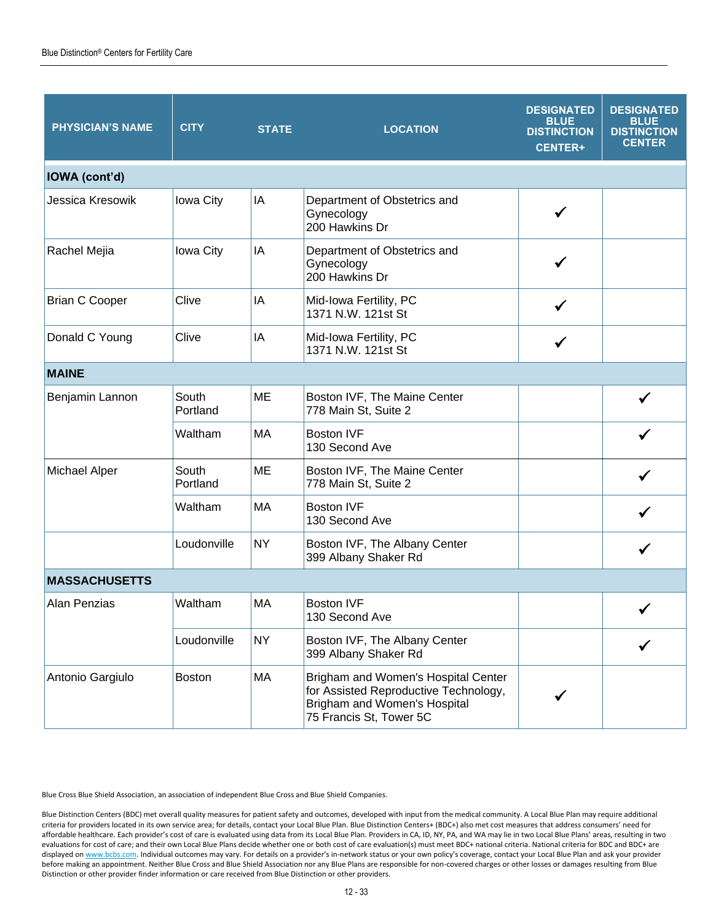| PHYSICIAN'S NAME | CITY | STATE | LOCATION | DESIGNATED BLUE DISTINCTION CENTER+ | DESIGNATED BLUE DISTINCTION CENTER |
|---|---|---|---|---|---|
| **IOWA (cont'd)** | | | | | |
| Jessica Kresowik | Iowa City | IA | Department of Obstetrics and Gynecology<br>200 Hawkins Dr | ✓ | |
| Rachel Mejia | Iowa City | IA | Department of Obstetrics and Gynecology<br>200 Hawkins Dr | ✓ | |
| Brian C Cooper | Clive | IA | Mid-Iowa Fertility, PC<br>1371 N.W. 121st St | ✓ | |
| Donald C Young | Clive | IA | Mid-Iowa Fertility, PC<br>1371 N.W. 121st St | ✓ | |
| **MAINE** | | | | | |
| Benjamin Lannon | South Portland | ME | Boston IVF, The Maine Center<br>778 Main St, Suite 2 | | ✓ |
| | Waltham | MA | Boston IVF<br>130 Second Ave | | ✓ |
| Michael Alper | South Portland | ME | Boston IVF, The Maine Center<br>778 Main St, Suite 2 | | ✓ |
| | Waltham | MA | Boston IVF<br>130 Second Ave | | ✓ |
| | Loudonville | NY | Boston IVF, The Albany Center<br>399 Albany Shaker Rd | | ✓ |
| **MASSACHUSETTS** | | | | | |
| Alan Penzias | Waltham | MA | Boston IVF<br>130 Second Ave | | ✓ |
| | Loudonville | NY | Boston IVF, The Albany Center<br>399 Albany Shaker Rd | | ✓ |
| Antonio Gargiulo | Boston | MA | Brigham and Women's Hospital Center for Assisted Reproductive Technology, Brigham and Women's Hospital<br>75 Francis St, Tower 5C | ✓ | |

Blue Cross Blue Shield Association, an association of independent Blue Cross and Blue Shield Companies.

Blue Distinction Centers (BDC) met overall quality measures for patient safety and outcomes, developed with input from the medical community. A Local Blue Plan may require additional criteria for providers located in its own service area; for details, contact your Local Blue Plan. Blue Distinction Centers+ (BDC+) also met cost measures that address consumers' need for affordable healthcare. Each provider's cost of care is evaluated using data from its Local Blue Plan. Providers in CA, ID, NY, PA, and WA may lie in two Local Blue Plans' areas, resulting in two evaluations for cost of care; and their own Local Blue Plans decide whether one or both cost of care evaluation(s) must meet BDC+ national criteria. National criteria for BDC and BDC+ are displayed on www.bcbs.com. Individual outcomes may vary. For details on a provider's in-network status or your own policy's coverage, contact your Local Blue Plan and ask your provider before making an appointment. Neither Blue Cross and Blue Shield Association nor any Blue Plans are responsible for non-covered charges or other losses or damages resulting from Blue Distinction or other provider finder information or care received from Blue Distinction or other providers.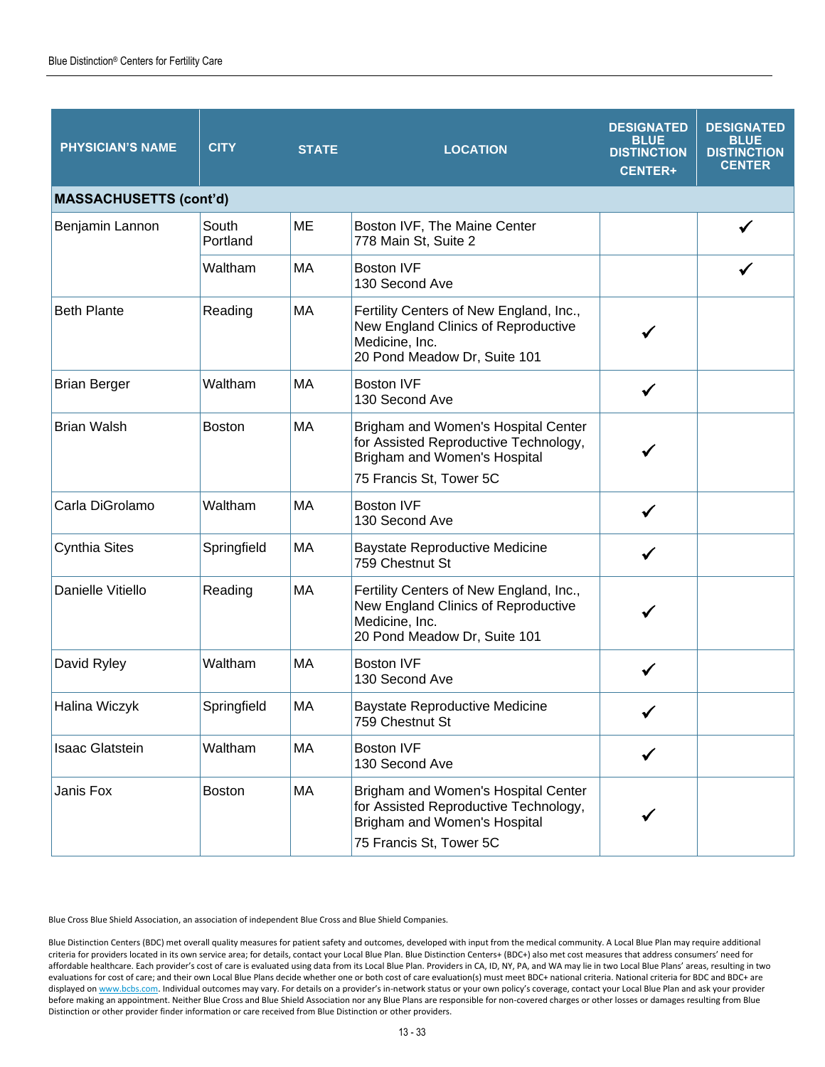| PHYSICIAN'S NAME | CITY | STATE | LOCATION | DESIGNATED BLUE DISTINCTION CENTER+ | DESIGNATED BLUE DISTINCTION CENTER |
|---|---|---|---|---|---|
| **MASSACHUSETTS (cont'd)** | | | | | |
| Benjamin Lannon | South Portland | ME | Boston IVF, The Maine Center<br>778 Main St, Suite 2 | | ✓ |
| | Waltham | MA | Boston IVF<br>130 Second Ave | | ✓ |
| Beth Plante | Reading | MA | Fertility Centers of New England, Inc., New England Clinics of Reproductive Medicine, Inc.<br>20 Pond Meadow Dr, Suite 101 | ✓ | |
| Brian Berger | Waltham | MA | Boston IVF<br>130 Second Ave | ✓ | |
| Brian Walsh | Boston | MA | Brigham and Women's Hospital Center for Assisted Reproductive Technology, Brigham and Women's Hospital<br>75 Francis St, Tower 5C | ✓ | |
| Carla DiGrolamo | Waltham | MA | Boston IVF<br>130 Second Ave | ✓ | |
| Cynthia Sites | Springfield | MA | Baystate Reproductive Medicine<br>759 Chestnut St | ✓ | |
| Danielle Vitiello | Reading | MA | Fertility Centers of New England, Inc., New England Clinics of Reproductive Medicine, Inc.<br>20 Pond Meadow Dr, Suite 101 | ✓ | |
| David Ryley | Waltham | MA | Boston IVF<br>130 Second Ave | ✓ | |
| Halina Wiczyk | Springfield | MA | Baystate Reproductive Medicine<br>759 Chestnut St | ✓ | |
| Isaac Glatstein | Waltham | MA | Boston IVF<br>130 Second Ave | ✓ | |
| Janis Fox | Boston | MA | Brigham and Women's Hospital Center for Assisted Reproductive Technology, Brigham and Women's Hospital<br>75 Francis St, Tower 5C | ✓ | |

Blue Cross Blue Shield Association, an association of independent Blue Cross and Blue Shield Companies.

Blue Distinction Centers (BDC) met overall quality measures for patient safety and outcomes, developed with input from the medical community. A Local Blue Plan may require additional criteria for providers located in its own service area; for details, contact your Local Blue Plan. Blue Distinction Centers+ (BDC+) also met cost measures that address consumers' need for affordable healthcare. Each provider's cost of care is evaluated using data from its Local Blue Plan. Providers in CA, ID, NY, PA, and WA may lie in two Local Blue Plans' areas, resulting in two evaluations for cost of care; and their own Local Blue Plans decide whether one or both cost of care evaluation(s) must meet BDC+ national criteria. National criteria for BDC and BDC+ are displayed on www.bcbs.com. Individual outcomes may vary. For details on a provider's in-network status or your own policy's coverage, contact your Local Blue Plan and ask your provider before making an appointment. Neither Blue Cross and Blue Shield Association nor any Blue Plans are responsible for non-covered charges or other losses or damages resulting from Blue Distinction or other provider finder information or care received from Blue Distinction or other providers.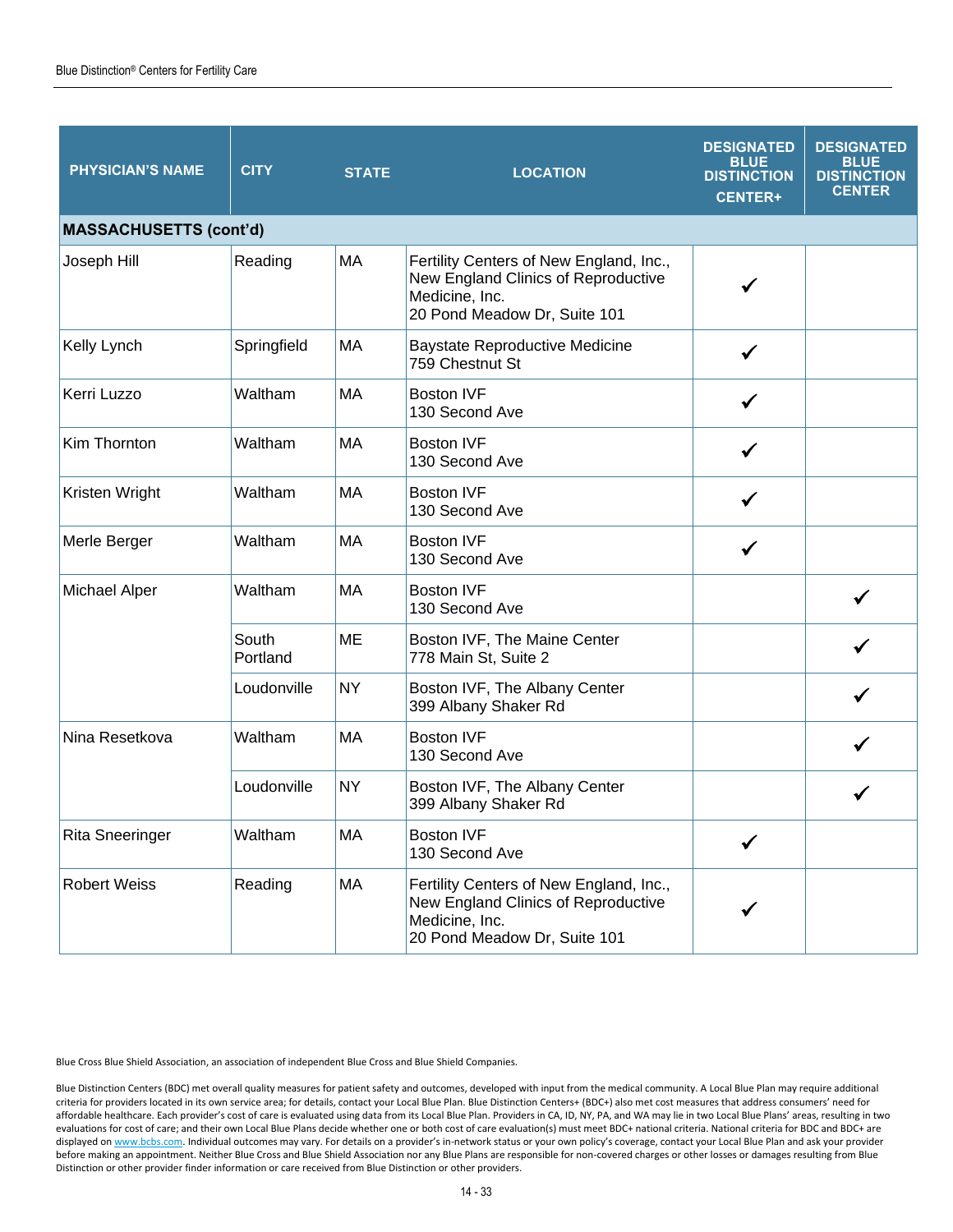| PHYSICIAN'S NAME | CITY | STATE | LOCATION | DESIGNATED BLUE DISTINCTION CENTER+ | DESIGNATED BLUE DISTINCTION CENTER |
|---|---|---|---|---|---|
| **MASSACHUSETTS (cont'd)** | | | | | |
| Joseph Hill | Reading | MA | Fertility Centers of New England, Inc., New England Clinics of Reproductive Medicine, Inc.<br>20 Pond Meadow Dr, Suite 101 | ✓ | |
| Kelly Lynch | Springfield | MA | Baystate Reproductive Medicine<br>759 Chestnut St | ✓ | |
| Kerri Luzzo | Waltham | MA | Boston IVF<br>130 Second Ave | ✓ | |
| Kim Thornton | Waltham | MA | Boston IVF<br>130 Second Ave | ✓ | |
| Kristen Wright | Waltham | MA | Boston IVF<br>130 Second Ave | ✓ | |
| Merle Berger | Waltham | MA | Boston IVF<br>130 Second Ave | ✓ | |
| Michael Alper | Waltham | MA | Boston IVF<br>130 Second Ave | | ✓ |
| | South Portland | ME | Boston IVF, The Maine Center<br>778 Main St, Suite 2 | | ✓ |
| | Loudonville | NY | Boston IVF, The Albany Center<br>399 Albany Shaker Rd | | ✓ |
| Nina Resetkova | Waltham | MA | Boston IVF<br>130 Second Ave | | ✓ |
| | Loudonville | NY | Boston IVF, The Albany Center<br>399 Albany Shaker Rd | | ✓ |
| Rita Sneeringer | Waltham | MA | Boston IVF<br>130 Second Ave | ✓ | |
| Robert Weiss | Reading | MA | Fertility Centers of New England, Inc., New England Clinics of Reproductive Medicine, Inc.<br>20 Pond Meadow Dr, Suite 101 | ✓ | |

Blue Cross Blue Shield Association, an association of independent Blue Cross and Blue Shield Companies.

Blue Distinction Centers (BDC) met overall quality measures for patient safety and outcomes, developed with input from the medical community. A Local Blue Plan may require additional criteria for providers located in its own service area; for details, contact your Local Blue Plan. Blue Distinction Centers+ (BDC+) also met cost measures that address consumers' need for affordable healthcare. Each provider's cost of care is evaluated using data from its Local Blue Plan. Providers in CA, ID, NY, PA, and WA may lie in two Local Blue Plans' areas, resulting in two evaluations for cost of care; and their own Local Blue Plans decide whether one or both cost of care evaluation(s) must meet BDC+ national criteria. National criteria for BDC and BDC+ are displayed on www.bcbs.com. Individual outcomes may vary. For details on a provider's in-network status or your own policy's coverage, contact your Local Blue Plan and ask your provider before making an appointment. Neither Blue Cross and Blue Shield Association nor any Blue Plans are responsible for non-covered charges or other losses or damages resulting from Blue Distinction or other provider finder information or care received from Blue Distinction or other providers.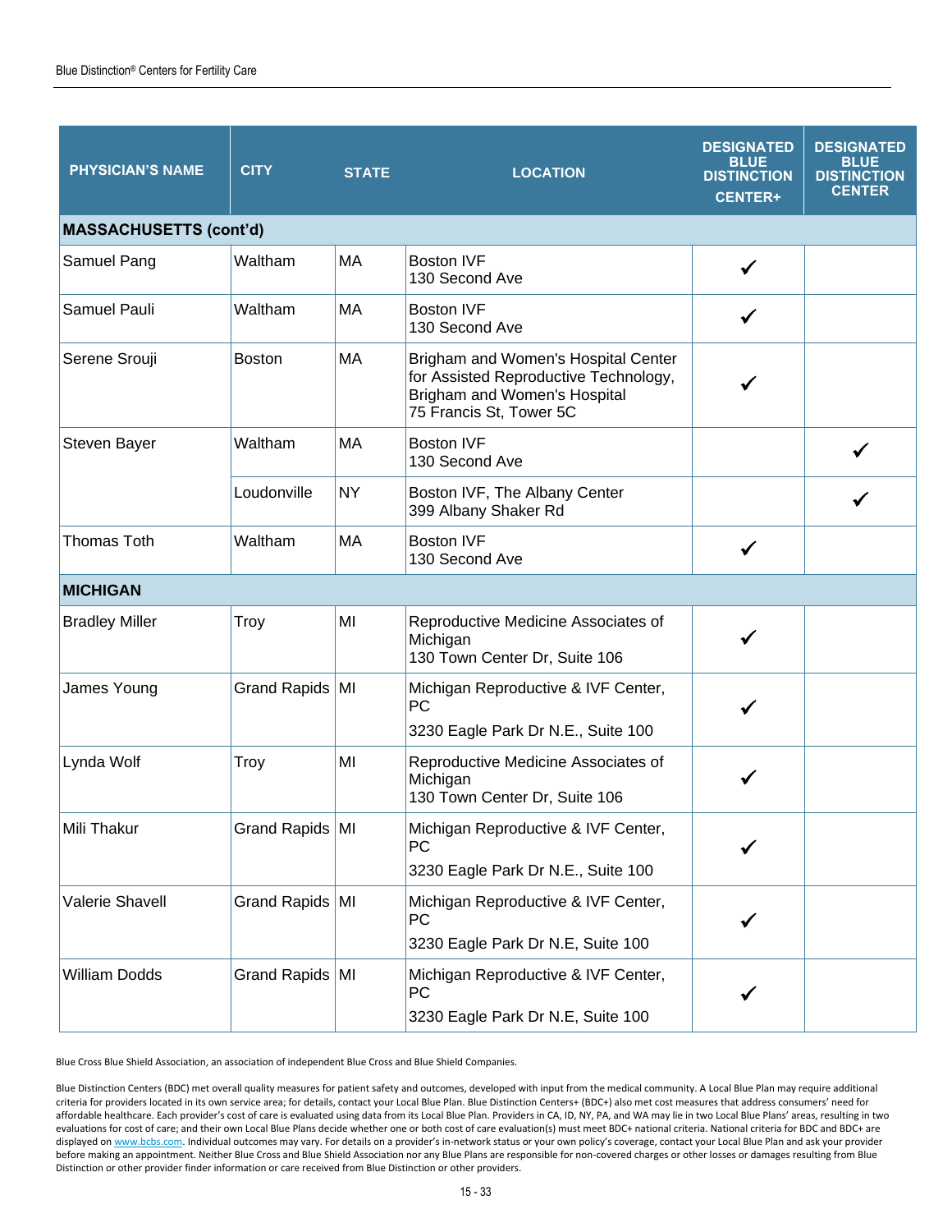| PHYSICIAN'S NAME | CITY | STATE | LOCATION | DESIGNATED BLUE DISTINCTION CENTER+ | DESIGNATED BLUE DISTINCTION CENTER |
|---|---|---|---|---|---|
| **MASSACHUSETTS (cont'd)** | | | | | |
| Samuel Pang | Waltham | MA | Boston IVF<br>130 Second Ave | ✓ | |
| Samuel Pauli | Waltham | MA | Boston IVF<br>130 Second Ave | ✓ | |
| Serene Srouji | Boston | MA | Brigham and Women's Hospital Center for Assisted Reproductive Technology, Brigham and Women's Hospital<br>75 Francis St, Tower 5C | ✓ | |
| Steven Bayer | Waltham | MA | Boston IVF<br>130 Second Ave | | ✓ |
| | Loudonville | NY | Boston IVF, The Albany Center<br>399 Albany Shaker Rd | | ✓ |
| Thomas Toth | Waltham | MA | Boston IVF<br>130 Second Ave | ✓ | |
| **MICHIGAN** | | | | | |
| Bradley Miller | Troy | MI | Reproductive Medicine Associates of Michigan<br>130 Town Center Dr, Suite 106 | ✓ | |
| James Young | Grand Rapids | MI | Michigan Reproductive & IVF Center, PC<br>3230 Eagle Park Dr N.E., Suite 100 | ✓ | |
| Lynda Wolf | Troy | MI | Reproductive Medicine Associates of Michigan<br>130 Town Center Dr, Suite 106 | ✓ | |
| Mili Thakur | Grand Rapids | MI | Michigan Reproductive & IVF Center, PC<br>3230 Eagle Park Dr N.E., Suite 100 | ✓ | |
| Valerie Shavell | Grand Rapids | MI | Michigan Reproductive & IVF Center, PC<br>3230 Eagle Park Dr N.E, Suite 100 | ✓ | |
| William Dodds | Grand Rapids | MI | Michigan Reproductive & IVF Center, PC<br>3230 Eagle Park Dr N.E, Suite 100 | ✓ | |

Blue Cross Blue Shield Association, an association of independent Blue Cross and Blue Shield Companies.

Blue Distinction Centers (BDC) met overall quality measures for patient safety and outcomes, developed with input from the medical community. A Local Blue Plan may require additional criteria for providers located in its own service area; for details, contact your Local Blue Plan. Blue Distinction Centers+ (BDC+) also met cost measures that address consumers' need for affordable healthcare. Each provider's cost of care is evaluated using data from its Local Blue Plan. Providers in CA, ID, NY, PA, and WA may lie in two Local Blue Plans' areas, resulting in two evaluations for cost of care; and their own Local Blue Plans decide whether one or both cost of care evaluation(s) must meet BDC+ national criteria. National criteria for BDC and BDC+ are displayed on www.bcbs.com. Individual outcomes may vary. For details on a provider's in-network status or your own policy's coverage, contact your Local Blue Plan and ask your provider before making an appointment. Neither Blue Cross and Blue Shield Association nor any Blue Plans are responsible for non-covered charges or other losses or damages resulting from Blue Distinction or other provider finder information or care received from Blue Distinction or other providers.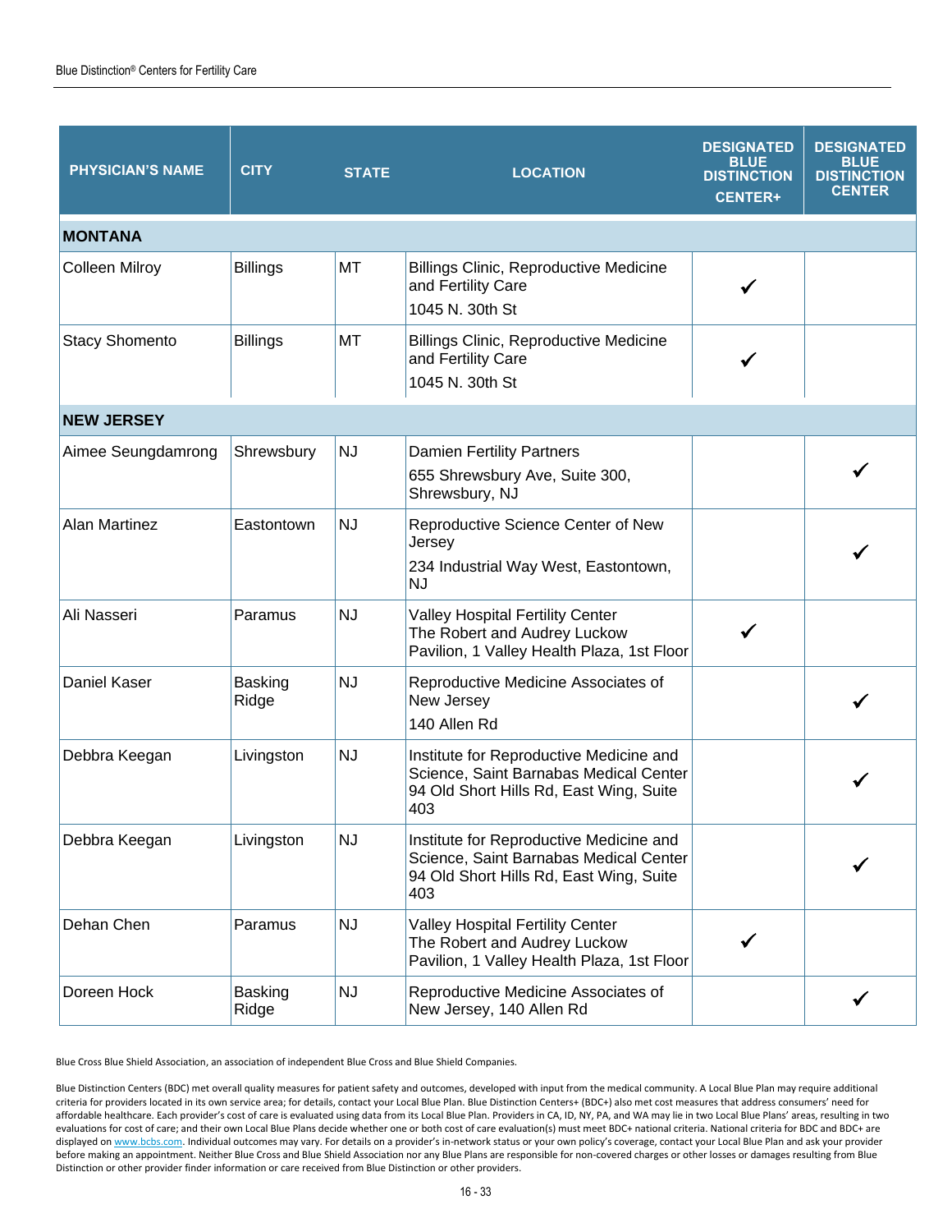| PHYSICIAN'S NAME | CITY | STATE | LOCATION | DESIGNATED BLUE DISTINCTION CENTER+ | DESIGNATED BLUE DISTINCTION CENTER |
|---|---|---|---|---|---|
| **MONTANA** | | | | | |
| Colleen Milroy | Billings | MT | Billings Clinic, Reproductive Medicine and Fertility Care 1045 N. 30th St | ✓ | |
| Stacy Shomento | Billings | MT | Billings Clinic, Reproductive Medicine and Fertility Care 1045 N. 30th St | ✓ | |
| **NEW JERSEY** | | | | | |
| Aimee Seungdamrong | Shrewsbury | NJ | Damien Fertility Partners 655 Shrewsbury Ave, Suite 300, Shrewsbury, NJ | | ✓ |
| Alan Martinez | Eastontown | NJ | Reproductive Science Center of New Jersey 234 Industrial Way West, Eastontown, NJ | | ✓ |
| Ali Nasseri | Paramus | NJ | Valley Hospital Fertility Center The Robert and Audrey Luckow Pavilion, 1 Valley Health Plaza, 1st Floor | ✓ | |
| Daniel Kaser | Basking Ridge | NJ | Reproductive Medicine Associates of New Jersey 140 Allen Rd | | ✓ |
| Debbra Keegan | Livingston | NJ | Institute for Reproductive Medicine and Science, Saint Barnabas Medical Center 94 Old Short Hills Rd, East Wing, Suite 403 | | ✓ |
| Debbra Keegan | Livingston | NJ | Institute for Reproductive Medicine and Science, Saint Barnabas Medical Center 94 Old Short Hills Rd, East Wing, Suite 403 | | ✓ |
| Dehan Chen | Paramus | NJ | Valley Hospital Fertility Center The Robert and Audrey Luckow Pavilion, 1 Valley Health Plaza, 1st Floor | ✓ | |
| Doreen Hock | Basking Ridge | NJ | Reproductive Medicine Associates of New Jersey, 140 Allen Rd | | ✓ |

Blue Cross Blue Shield Association, an association of independent Blue Cross and Blue Shield Companies.

Blue Distinction Centers (BDC) met overall quality measures for patient safety and outcomes, developed with input from the medical community. A Local Blue Plan may require additional criteria for providers located in its own service area; for details, contact your Local Blue Plan. Blue Distinction Centers+ (BDC+) also met cost measures that address consumers' need for affordable healthcare. Each provider's cost of care is evaluated using data from its Local Blue Plan. Providers in CA, ID, NY, PA, and WA may lie in two Local Blue Plans' areas, resulting in two evaluations for cost of care; and their own Local Blue Plans decide whether one or both cost of care evaluation(s) must meet BDC+ national criteria. National criteria for BDC and BDC+ are displayed on www.bcbs.com. Individual outcomes may vary. For details on a provider's in-network status or your own policy's coverage, contact your Local Blue Plan and ask your provider before making an appointment. Neither Blue Cross and Blue Shield Association nor any Blue Plans are responsible for non-covered charges or other losses or damages resulting from Blue Distinction or other provider finder information or care received from Blue Distinction or other providers.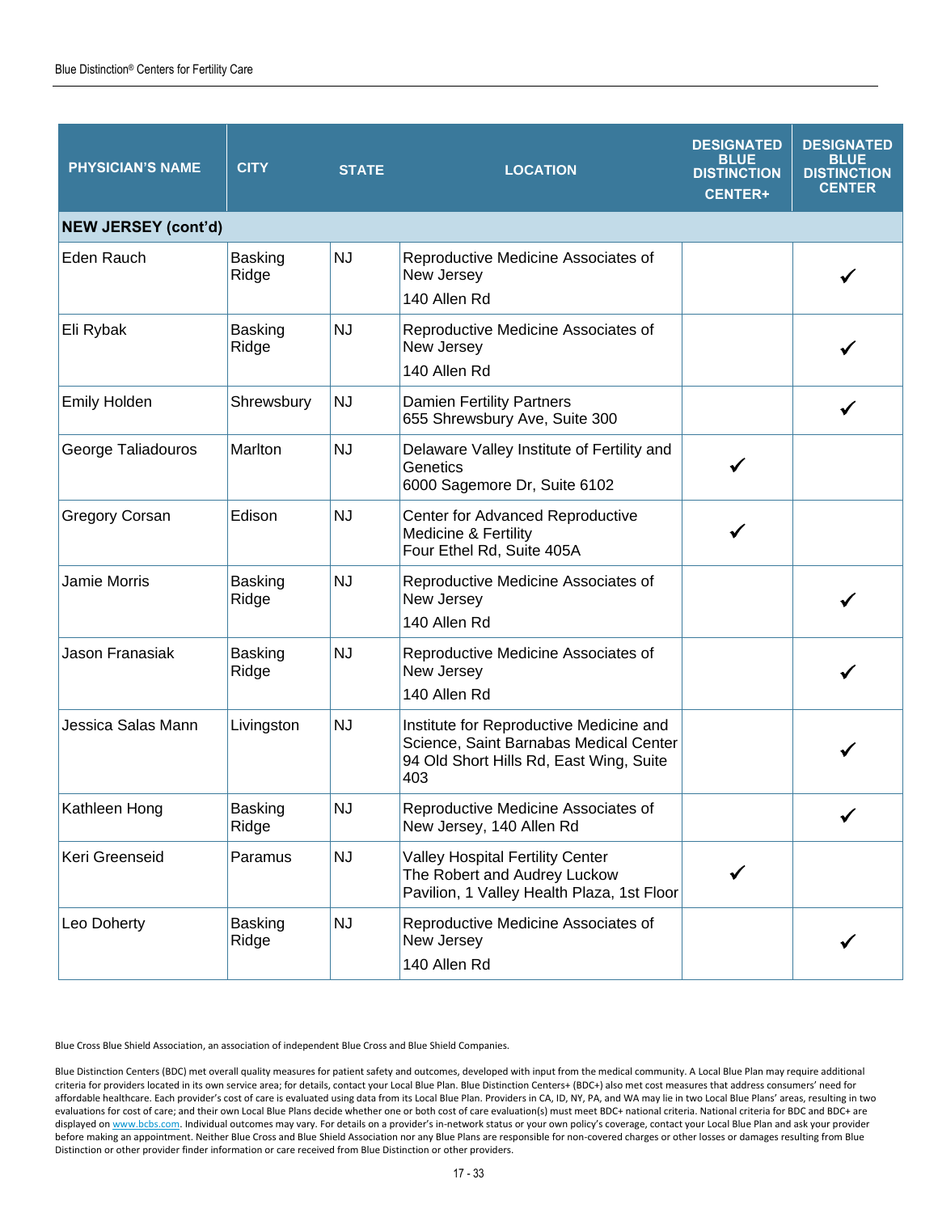| PHYSICIAN'S NAME | CITY | STATE | LOCATION | DESIGNATED BLUE DISTINCTION CENTER+ | DESIGNATED BLUE DISTINCTION CENTER |
|---|---|---|---|---|---|
| **NEW JERSEY (cont'd)** | | | | | |
| Eden Rauch | Basking Ridge | NJ | Reproductive Medicine Associates of New Jersey<br>140 Allen Rd | | ✓ |
| Eli Rybak | Basking Ridge | NJ | Reproductive Medicine Associates of New Jersey<br>140 Allen Rd | | ✓ |
| Emily Holden | Shrewsbury | NJ | Damien Fertility Partners<br>655 Shrewsbury Ave, Suite 300 | | ✓ |
| George Taliadouros | Marlton | NJ | Delaware Valley Institute of Fertility and Genetics<br>6000 Sagemore Dr, Suite 6102 | ✓ | |
| Gregory Corsan | Edison | NJ | Center for Advanced Reproductive Medicine & Fertility<br>Four Ethel Rd, Suite 405A | ✓ | |
| Jamie Morris | Basking Ridge | NJ | Reproductive Medicine Associates of New Jersey<br>140 Allen Rd | | ✓ |
| Jason Franasiak | Basking Ridge | NJ | Reproductive Medicine Associates of New Jersey<br>140 Allen Rd | | ✓ |
| Jessica Salas Mann | Livingston | NJ | Institute for Reproductive Medicine and Science, Saint Barnabas Medical Center<br>94 Old Short Hills Rd, East Wing, Suite 403 | | ✓ |
| Kathleen Hong | Basking Ridge | NJ | Reproductive Medicine Associates of New Jersey, 140 Allen Rd | | ✓ |
| Keri Greenseid | Paramus | NJ | Valley Hospital Fertility Center<br>The Robert and Audrey Luckow Pavilion, 1 Valley Health Plaza, 1st Floor | ✓ | |
| Leo Doherty | Basking Ridge | NJ | Reproductive Medicine Associates of New Jersey<br>140 Allen Rd | | ✓ |

Blue Cross Blue Shield Association, an association of independent Blue Cross and Blue Shield Companies.

Blue Distinction Centers (BDC) met overall quality measures for patient safety and outcomes, developed with input from the medical community. A Local Blue Plan may require additional criteria for providers located in its own service area; for details, contact your Local Blue Plan. Blue Distinction Centers+ (BDC+) also met cost measures that address consumers' need for affordable healthcare. Each provider's cost of care is evaluated using data from its Local Blue Plan. Providers in CA, ID, NY, PA, and WA may lie in two Local Blue Plans' areas, resulting in two evaluations for cost of care; and their own Local Blue Plans decide whether one or both cost of care evaluation(s) must meet BDC+ national criteria. National criteria for BDC and BDC+ are displayed on www.bcbs.com. Individual outcomes may vary. For details on a provider's in-network status or your own policy's coverage, contact your Local Blue Plan and ask your provider before making an appointment. Neither Blue Cross and Blue Shield Association nor any Blue Plans are responsible for non-covered charges or other losses or damages resulting from Blue Distinction or other provider finder information or care received from Blue Distinction or other providers.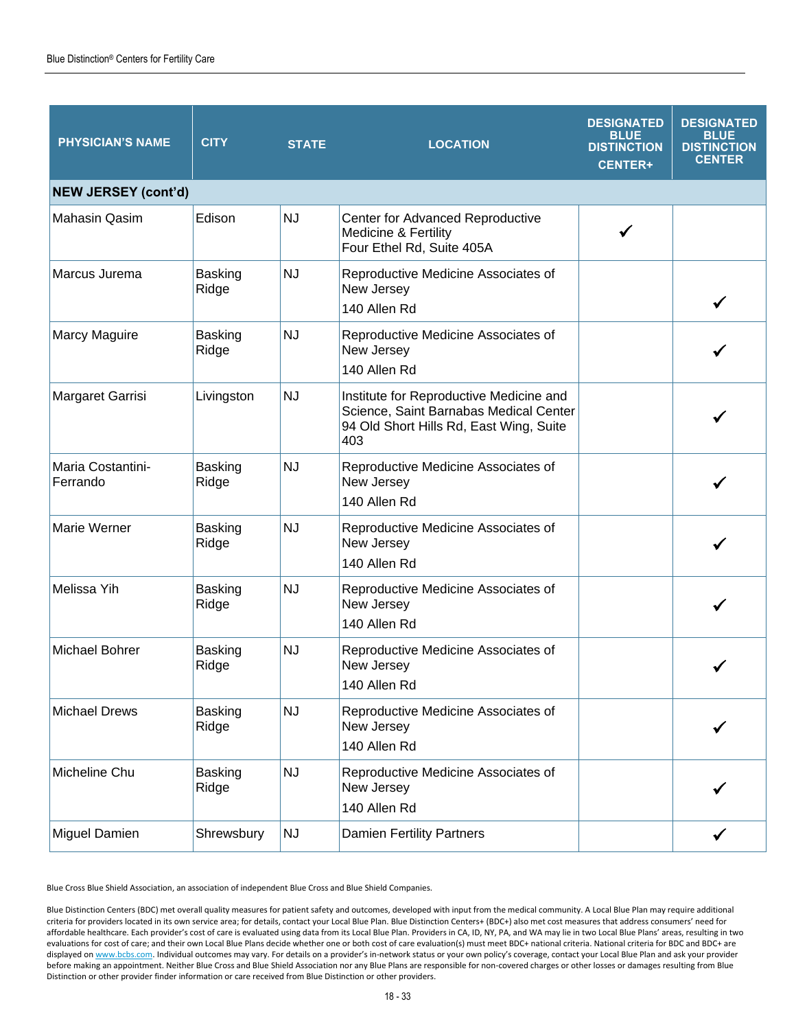| PHYSICIAN'S NAME | CITY | STATE | LOCATION | DESIGNATED BLUE DISTINCTION CENTER+ | DESIGNATED BLUE DISTINCTION CENTER |
|---|---|---|---|---|---|
| **NEW JERSEY (cont'd)** | | | | | |
| Mahasin Qasim | Edison | NJ | Center for Advanced Reproductive Medicine & Fertility<br>Four Ethel Rd, Suite 405A | ✓ | |
| Marcus Jurema | Basking Ridge | NJ | Reproductive Medicine Associates of New Jersey<br>140 Allen Rd | | ✓ |
| Marcy Maguire | Basking Ridge | NJ | Reproductive Medicine Associates of New Jersey<br>140 Allen Rd | | ✓ |
| Margaret Garrisi | Livingston | NJ | Institute for Reproductive Medicine and Science, Saint Barnabas Medical Center<br>94 Old Short Hills Rd, East Wing, Suite 403 | | ✓ |
| Maria Costantini-Ferrando | Basking Ridge | NJ | Reproductive Medicine Associates of New Jersey<br>140 Allen Rd | | ✓ |
| Marie Werner | Basking Ridge | NJ | Reproductive Medicine Associates of New Jersey<br>140 Allen Rd | | ✓ |
| Melissa Yih | Basking Ridge | NJ | Reproductive Medicine Associates of New Jersey<br>140 Allen Rd | | ✓ |
| Michael Bohrer | Basking Ridge | NJ | Reproductive Medicine Associates of New Jersey<br>140 Allen Rd | | ✓ |
| Michael Drews | Basking Ridge | NJ | Reproductive Medicine Associates of New Jersey<br>140 Allen Rd | | ✓ |
| Micheline Chu | Basking Ridge | NJ | Reproductive Medicine Associates of New Jersey<br>140 Allen Rd | | ✓ |
| Miguel Damien | Shrewsbury | NJ | Damien Fertility Partners | | ✓ |

Blue Cross Blue Shield Association, an association of independent Blue Cross and Blue Shield Companies.

Blue Distinction Centers (BDC) met overall quality measures for patient safety and outcomes, developed with input from the medical community. A Local Blue Plan may require additional criteria for providers located in its own service area; for details, contact your Local Blue Plan. Blue Distinction Centers+ (BDC+) also met cost measures that address consumers' need for affordable healthcare. Each provider's cost of care is evaluated using data from its Local Blue Plan. Providers in CA, ID, NY, PA, and WA may lie in two Local Blue Plans' areas, resulting in two evaluations for cost of care; and their own Local Blue Plans decide whether one or both cost of care evaluation(s) must meet BDC+ national criteria. National criteria for BDC and BDC+ are displayed on www.bcbs.com. Individual outcomes may vary. For details on a provider's in-network status or your own policy's coverage, contact your Local Blue Plan and ask your provider before making an appointment. Neither Blue Cross and Blue Shield Association nor any Blue Plans are responsible for non-covered charges or other losses or damages resulting from Blue Distinction or other provider finder information or care received from Blue Distinction or other providers.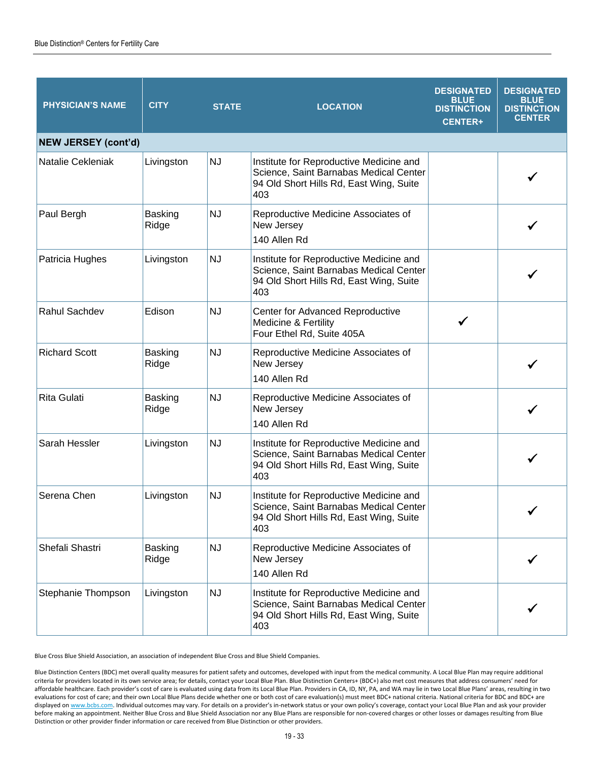| PHYSICIAN'S NAME | CITY | STATE | LOCATION | DESIGNATED BLUE DISTINCTION CENTER+ | DESIGNATED BLUE DISTINCTION CENTER |
|---|---|---|---|---|---|
| **NEW JERSEY (cont'd)** | | | | | |
| Natalie Cekleniak | Livingston | NJ | Institute for Reproductive Medicine and Science, Saint Barnabas Medical Center 94 Old Short Hills Rd, East Wing, Suite 403 | | ✓ |
| Paul Bergh | Basking Ridge | NJ | Reproductive Medicine Associates of New Jersey 140 Allen Rd | | ✓ |
| Patricia Hughes | Livingston | NJ | Institute for Reproductive Medicine and Science, Saint Barnabas Medical Center 94 Old Short Hills Rd, East Wing, Suite 403 | | ✓ |
| Rahul Sachdev | Edison | NJ | Center for Advanced Reproductive Medicine & Fertility Four Ethel Rd, Suite 405A | ✓ | |
| Richard Scott | Basking Ridge | NJ | Reproductive Medicine Associates of New Jersey 140 Allen Rd | | ✓ |
| Rita Gulati | Basking Ridge | NJ | Reproductive Medicine Associates of New Jersey 140 Allen Rd | | ✓ |
| Sarah Hessler | Livingston | NJ | Institute for Reproductive Medicine and Science, Saint Barnabas Medical Center 94 Old Short Hills Rd, East Wing, Suite 403 | | ✓ |
| Serena Chen | Livingston | NJ | Institute for Reproductive Medicine and Science, Saint Barnabas Medical Center 94 Old Short Hills Rd, East Wing, Suite 403 | | ✓ |
| Shefali Shastri | Basking Ridge | NJ | Reproductive Medicine Associates of New Jersey 140 Allen Rd | | ✓ |
| Stephanie Thompson | Livingston | NJ | Institute for Reproductive Medicine and Science, Saint Barnabas Medical Center 94 Old Short Hills Rd, East Wing, Suite 403 | | ✓ |

Blue Cross Blue Shield Association, an association of independent Blue Cross and Blue Shield Companies.

Blue Distinction Centers (BDC) met overall quality measures for patient safety and outcomes, developed with input from the medical community. A Local Blue Plan may require additional criteria for providers located in its own service area; for details, contact your Local Blue Plan. Blue Distinction Centers+ (BDC+) also met cost measures that address consumers' need for affordable healthcare. Each provider's cost of care is evaluated using data from its Local Blue Plan. Providers in CA, ID, NY, PA, and WA may lie in two Local Blue Plans' areas, resulting in two evaluations for cost of care; and their own Local Blue Plans decide whether one or both cost of care evaluation(s) must meet BDC+ national criteria. National criteria for BDC and BDC+ are displayed on www.bcbs.com. Individual outcomes may vary. For details on a provider's in-network status or your own policy's coverage, contact your Local Blue Plan and ask your provider before making an appointment. Neither Blue Cross and Blue Shield Association nor any Blue Plans are responsible for non-covered charges or other losses or damages resulting from Blue Distinction or other provider finder information or care received from Blue Distinction or other providers.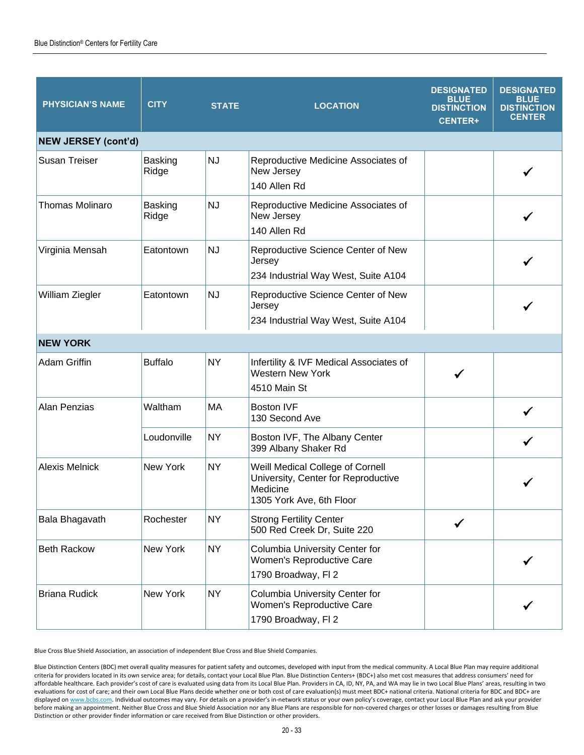| PHYSICIAN'S NAME | CITY | STATE | LOCATION | DESIGNATED BLUE DISTINCTION CENTER+ | DESIGNATED BLUE DISTINCTION CENTER |
|---|---|---|---|---|---|
| **NEW JERSEY (cont'd)** | | | | | |
| Susan Treiser | Basking Ridge | NJ | Reproductive Medicine Associates of New Jersey<br>140 Allen Rd | | ✓ |
| Thomas Molinaro | Basking Ridge | NJ | Reproductive Medicine Associates of New Jersey<br>140 Allen Rd | | ✓ |
| Virginia Mensah | Eatontown | NJ | Reproductive Science Center of New Jersey<br>234 Industrial Way West, Suite A104 | | ✓ |
| William Ziegler | Eatontown | NJ | Reproductive Science Center of New Jersey<br>234 Industrial Way West, Suite A104 | | ✓ |
| **NEW YORK** | | | | | |
| Adam Griffin | Buffalo | NY | Infertility & IVF Medical Associates of Western New York<br>4510 Main St | ✓ | |
| Alan Penzias | Waltham | MA | Boston IVF<br>130 Second Ave | | ✓ |
| | Loudonville | NY | Boston IVF, The Albany Center<br>399 Albany Shaker Rd | | ✓ |
| Alexis Melnick | New York | NY | Weill Medical College of Cornell University, Center for Reproductive Medicine<br>1305 York Ave, 6th Floor | | ✓ |
| Bala Bhagavath | Rochester | NY | Strong Fertility Center<br>500 Red Creek Dr, Suite 220 | ✓ | |
| Beth Rackow | New York | NY | Columbia University Center for Women's Reproductive Care<br>1790 Broadway, Fl 2 | | ✓ |
| Briana Rudick | New York | NY | Columbia University Center for Women's Reproductive Care<br>1790 Broadway, Fl 2 | | ✓ |

Blue Cross Blue Shield Association, an association of independent Blue Cross and Blue Shield Companies.

Blue Distinction Centers (BDC) met overall quality measures for patient safety and outcomes, developed with input from the medical community. A Local Blue Plan may require additional criteria for providers located in its own service area; for details, contact your Local Blue Plan. Blue Distinction Centers+ (BDC+) also met cost measures that address consumers' need for affordable healthcare. Each provider's cost of care is evaluated using data from its Local Blue Plan. Providers in CA, ID, NY, PA, and WA may lie in two Local Blue Plans' areas, resulting in two evaluations for cost of care; and their own Local Blue Plans decide whether one or both cost of care evaluation(s) must meet BDC+ national criteria. National criteria for BDC and BDC+ are displayed on www.bcbs.com. Individual outcomes may vary. For details on a provider's in-network status or your own policy's coverage, contact your Local Blue Plan and ask your provider before making an appointment. Neither Blue Cross and Blue Shield Association nor any Blue Plans are responsible for non-covered charges or other losses or damages resulting from Blue Distinction or other provider finder information or care received from Blue Distinction or other providers.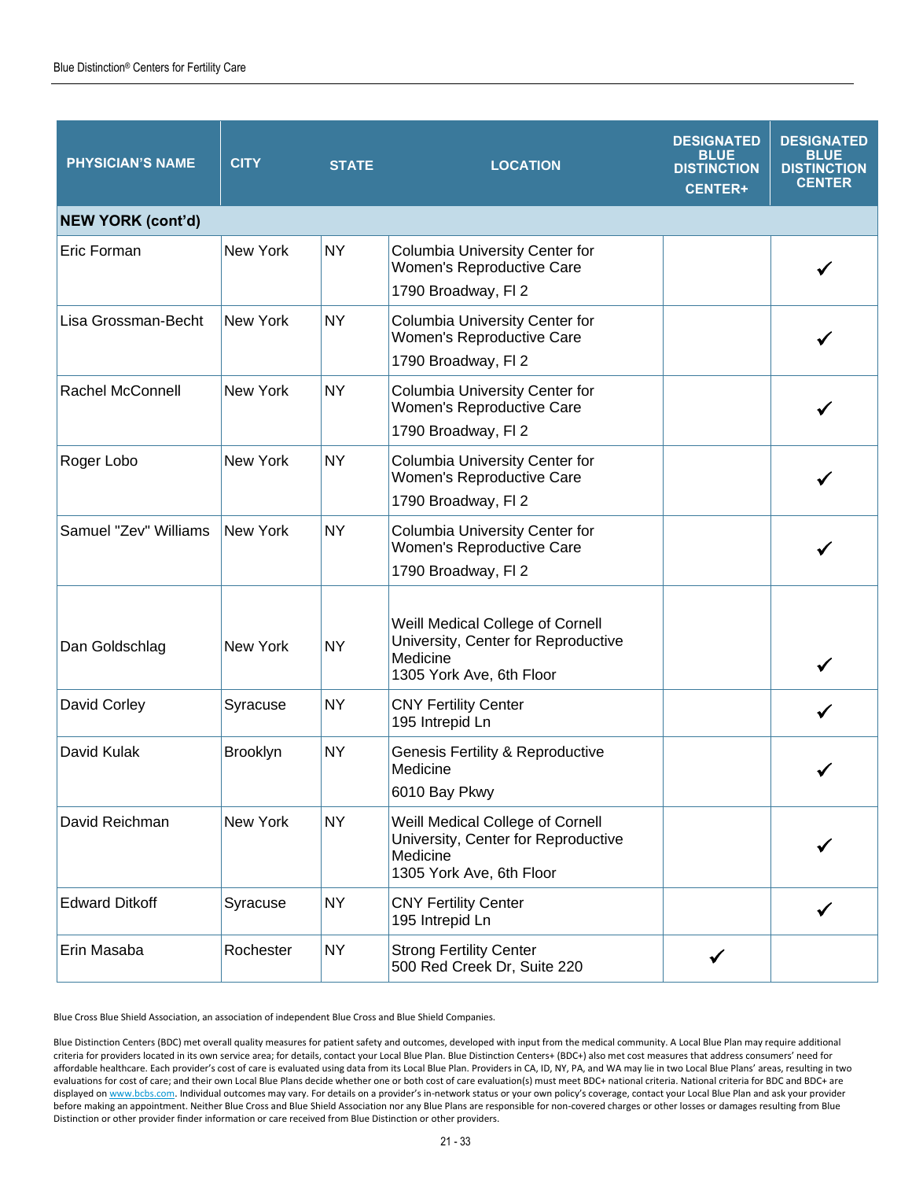| PHYSICIAN'S NAME | CITY | STATE | LOCATION | DESIGNATED BLUE DISTINCTION CENTER+ | DESIGNATED BLUE DISTINCTION CENTER |
|---|---|---|---|---|---|
| **NEW YORK (cont'd)** | | | | | |
| Eric Forman | New York | NY | Columbia University Center for Women's Reproductive Care 1790 Broadway, Fl 2 | | ✓ |
| Lisa Grossman-Becht | New York | NY | Columbia University Center for Women's Reproductive Care 1790 Broadway, Fl 2 | | ✓ |
| Rachel McConnell | New York | NY | Columbia University Center for Women's Reproductive Care 1790 Broadway, Fl 2 | | ✓ |
| Roger Lobo | New York | NY | Columbia University Center for Women's Reproductive Care 1790 Broadway, Fl 2 | | ✓ |
| Samuel "Zev" Williams | New York | NY | Columbia University Center for Women's Reproductive Care 1790 Broadway, Fl 2 | | ✓ |
| Dan Goldschlag | New York | NY | Weill Medical College of Cornell University, Center for Reproductive Medicine 1305 York Ave, 6th Floor | | ✓ |
| David Corley | Syracuse | NY | CNY Fertility Center 195 Intrepid Ln | | ✓ |
| David Kulak | Brooklyn | NY | Genesis Fertility & Reproductive Medicine 6010 Bay Pkwy | | ✓ |
| David Reichman | New York | NY | Weill Medical College of Cornell University, Center for Reproductive Medicine 1305 York Ave, 6th Floor | | ✓ |
| Edward Ditkoff | Syracuse | NY | CNY Fertility Center 195 Intrepid Ln | | ✓ |
| Erin Masaba | Rochester | NY | Strong Fertility Center 500 Red Creek Dr, Suite 220 | ✓ | |

Blue Cross Blue Shield Association, an association of independent Blue Cross and Blue Shield Companies.

Blue Distinction Centers (BDC) met overall quality measures for patient safety and outcomes, developed with input from the medical community. A Local Blue Plan may require additional criteria for providers located in its own service area; for details, contact your Local Blue Plan. Blue Distinction Centers+ (BDC+) also met cost measures that address consumers' need for affordable healthcare. Each provider's cost of care is evaluated using data from its Local Blue Plan. Providers in CA, ID, NY, PA, and WA may lie in two Local Blue Plans' areas, resulting in two evaluations for cost of care; and their own Local Blue Plans decide whether one or both cost of care evaluation(s) must meet BDC+ national criteria. National criteria for BDC and BDC+ are displayed on www.bcbs.com. Individual outcomes may vary. For details on a provider's in-network status or your own policy's coverage, contact your Local Blue Plan and ask your provider before making an appointment. Neither Blue Cross and Blue Shield Association nor any Blue Plans are responsible for non-covered charges or other losses or damages resulting from Blue Distinction or other provider finder information or care received from Blue Distinction or other providers.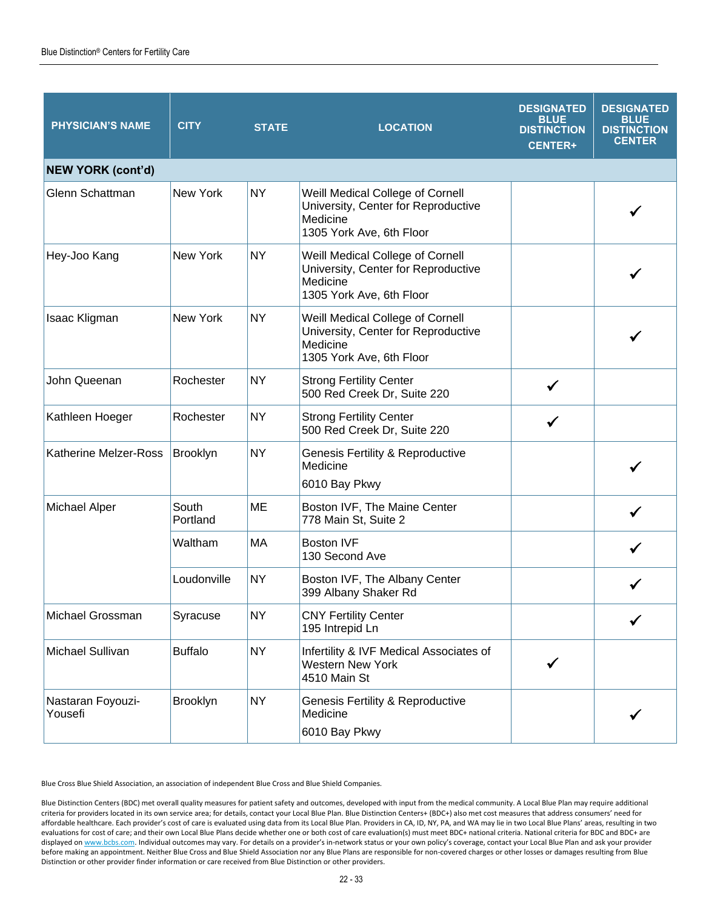| PHYSICIAN'S NAME | CITY | STATE | LOCATION | DESIGNATED BLUE DISTINCTION CENTER+ | DESIGNATED BLUE DISTINCTION CENTER |
|---|---|---|---|---|---|
| **NEW YORK (cont'd)** | | | | | |
| Glenn Schattman | New York | NY | Weill Medical College of Cornell University, Center for Reproductive Medicine<br>1305 York Ave, 6th Floor | | ✓ |
| Hey-Joo Kang | New York | NY | Weill Medical College of Cornell University, Center for Reproductive Medicine<br>1305 York Ave, 6th Floor | | ✓ |
| Isaac Kligman | New York | NY | Weill Medical College of Cornell University, Center for Reproductive Medicine<br>1305 York Ave, 6th Floor | | ✓ |
| John Queenan | Rochester | NY | Strong Fertility Center<br>500 Red Creek Dr, Suite 220 | ✓ | |
| Kathleen Hoeger | Rochester | NY | Strong Fertility Center<br>500 Red Creek Dr, Suite 220 | ✓ | |
| Katherine Melzer-Ross | Brooklyn | NY | Genesis Fertility & Reproductive Medicine<br>6010 Bay Pkwy | | ✓ |
| Michael Alper | South Portland | ME | Boston IVF, The Maine Center<br>778 Main St, Suite 2 | | ✓ |
| | Waltham | MA | Boston IVF<br>130 Second Ave | | ✓ |
| | Loudonville | NY | Boston IVF, The Albany Center<br>399 Albany Shaker Rd | | ✓ |
| Michael Grossman | Syracuse | NY | CNY Fertility Center<br>195 Intrepid Ln | | ✓ |
| Michael Sullivan | Buffalo | NY | Infertility & IVF Medical Associates of Western New York<br>4510 Main St | ✓ | |
| Nastaran Foyouzi-Yousefi | Brooklyn | NY | Genesis Fertility & Reproductive Medicine<br>6010 Bay Pkwy | | ✓ |

Blue Cross Blue Shield Association, an association of independent Blue Cross and Blue Shield Companies.

Blue Distinction Centers (BDC) met overall quality measures for patient safety and outcomes, developed with input from the medical community. A Local Blue Plan may require additional criteria for providers located in its own service area; for details, contact your Local Blue Plan. Blue Distinction Centers+ (BDC+) also met cost measures that address consumers' need for affordable healthcare. Each provider's cost of care is evaluated using data from its Local Blue Plan. Providers in CA, ID, NY, PA, and WA may lie in two Local Blue Plans' areas, resulting in two evaluations for cost of care; and their own Local Blue Plans decide whether one or both cost of care evaluation(s) must meet BDC+ national criteria. National criteria for BDC and BDC+ are displayed on www.bcbs.com. Individual outcomes may vary. For details on a provider's in-network status or your own policy's coverage, contact your Local Blue Plan and ask your provider before making an appointment. Neither Blue Cross and Blue Shield Association nor any Blue Plans are responsible for non-covered charges or other losses or damages resulting from Blue Distinction or other provider finder information or care received from Blue Distinction or other providers.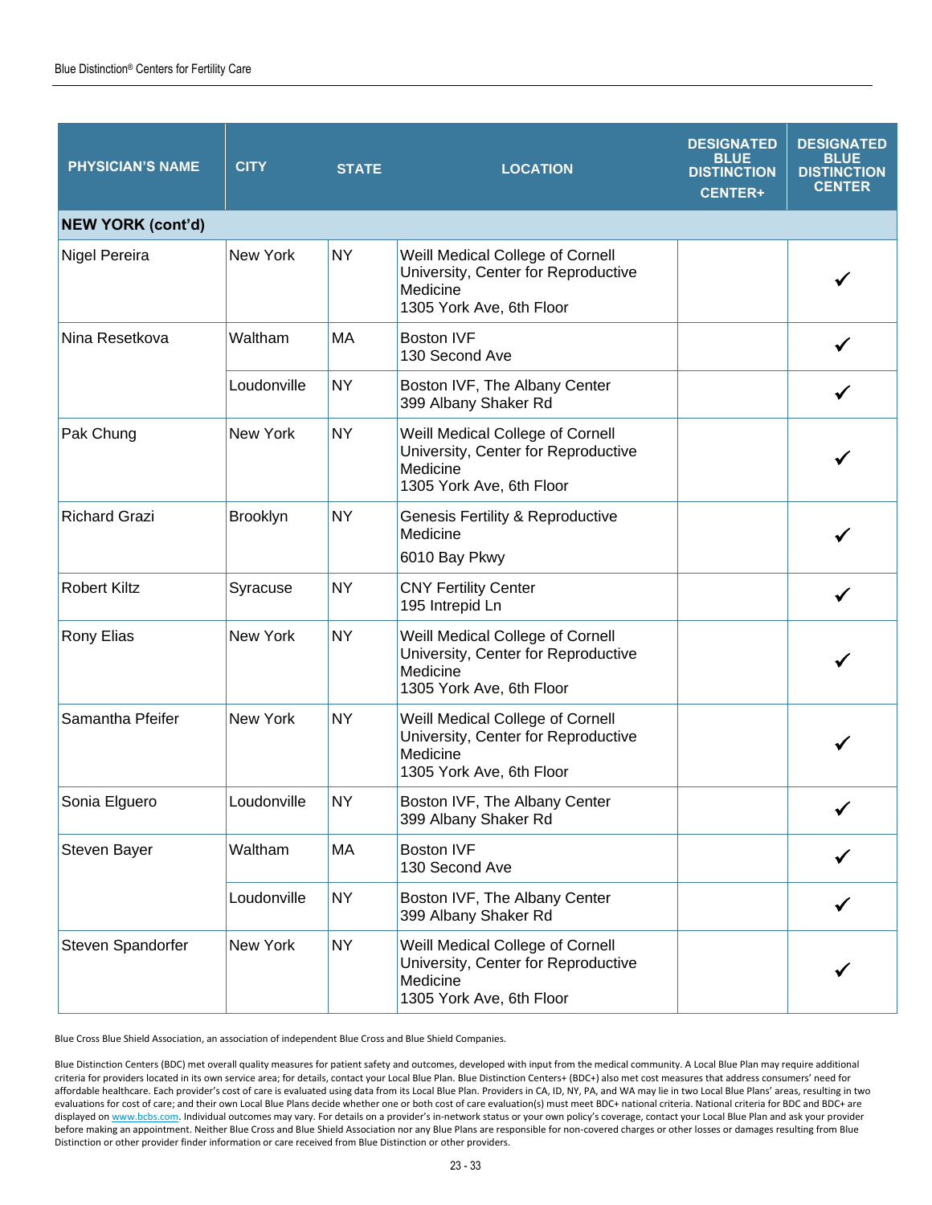| PHYSICIAN'S NAME | CITY | STATE | LOCATION | DESIGNATED BLUE DISTINCTION CENTER+ | DESIGNATED BLUE DISTINCTION CENTER |
|---|---|---|---|---|---|
| **NEW YORK (cont'd)** | | | | | |
| Nigel Pereira | New York | NY | Weill Medical College of Cornell University, Center for Reproductive Medicine<br>1305 York Ave, 6th Floor | | ✓ |
| Nina Resetkova | Waltham | MA | Boston IVF<br>130 Second Ave | | ✓ |
| | Loudonville | NY | Boston IVF, The Albany Center<br>399 Albany Shaker Rd | | ✓ |
| Pak Chung | New York | NY | Weill Medical College of Cornell University, Center for Reproductive Medicine<br>1305 York Ave, 6th Floor | | ✓ |
| Richard Grazi | Brooklyn | NY | Genesis Fertility & Reproductive Medicine<br>6010 Bay Pkwy | | ✓ |
| Robert Kiltz | Syracuse | NY | CNY Fertility Center<br>195 Intrepid Ln | | ✓ |
| Rony Elias | New York | NY | Weill Medical College of Cornell University, Center for Reproductive Medicine<br>1305 York Ave, 6th Floor | | ✓ |
| Samantha Pfeifer | New York | NY | Weill Medical College of Cornell University, Center for Reproductive Medicine<br>1305 York Ave, 6th Floor | | ✓ |
| Sonia Elguero | Loudonville | NY | Boston IVF, The Albany Center<br>399 Albany Shaker Rd | | ✓ |
| Steven Bayer | Waltham | MA | Boston IVF<br>130 Second Ave | | ✓ |
| | Loudonville | NY | Boston IVF, The Albany Center<br>399 Albany Shaker Rd | | ✓ |
| Steven Spandorfer | New York | NY | Weill Medical College of Cornell University, Center for Reproductive Medicine<br>1305 York Ave, 6th Floor | | ✓ |

Blue Cross Blue Shield Association, an association of independent Blue Cross and Blue Shield Companies.

Blue Distinction Centers (BDC) met overall quality measures for patient safety and outcomes, developed with input from the medical community. A Local Blue Plan may require additional criteria for providers located in its own service area; for details, contact your Local Blue Plan. Blue Distinction Centers+ (BDC+) also met cost measures that address consumers' need for affordable healthcare. Each provider's cost of care is evaluated using data from its Local Blue Plan. Providers in CA, ID, NY, PA, and WA may lie in two Local Blue Plans' areas, resulting in two evaluations for cost of care; and their own Local Blue Plans decide whether one or both cost of care evaluation(s) must meet BDC+ national criteria. National criteria for BDC and BDC+ are displayed on www.bcbs.com. Individual outcomes may vary. For details on a provider's in-network status or your own policy's coverage, contact your Local Blue Plan and ask your provider before making an appointment. Neither Blue Cross and Blue Shield Association nor any Blue Plans are responsible for non-covered charges or other losses or damages resulting from Blue Distinction or other provider finder information or care received from Blue Distinction or other providers.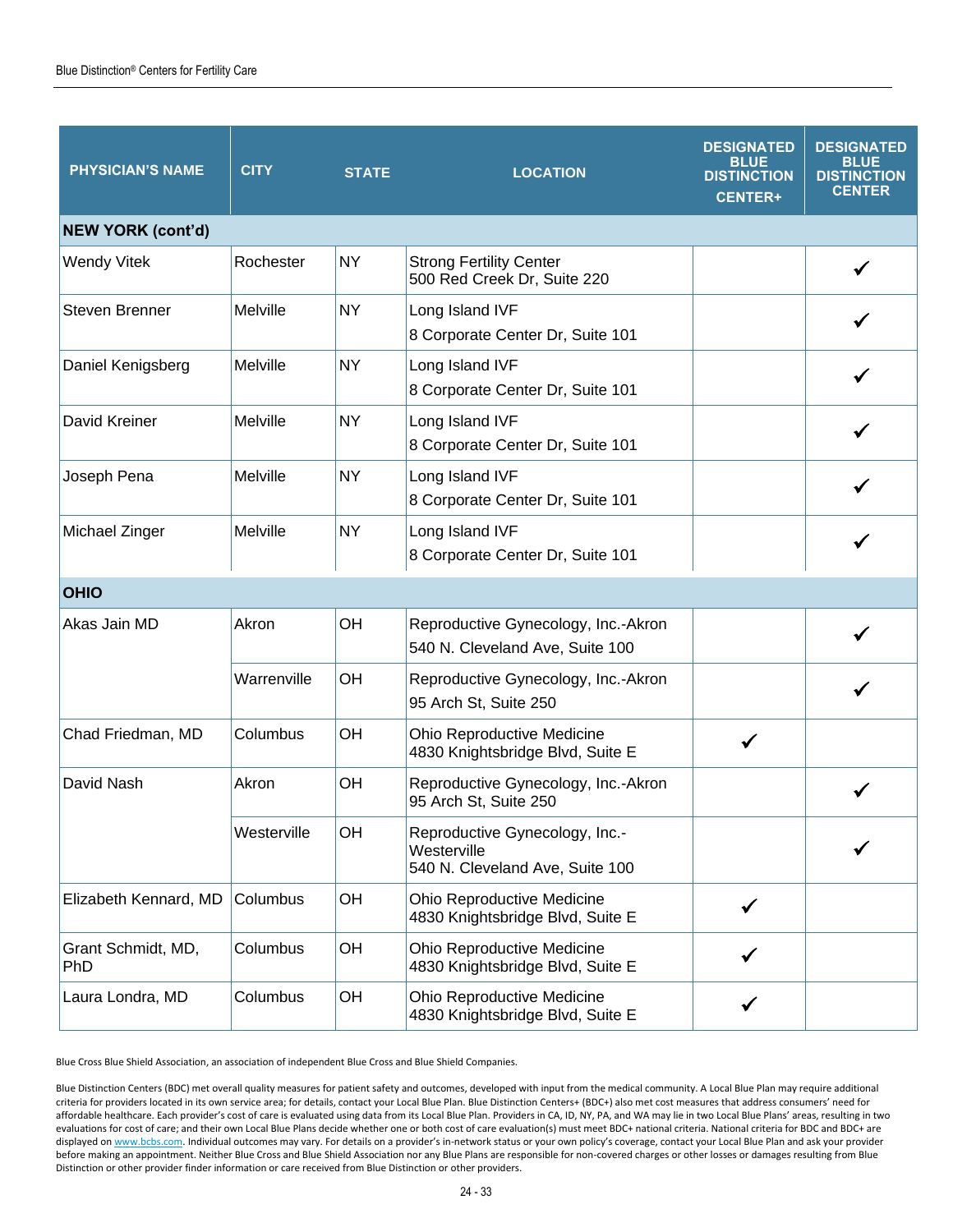| PHYSICIAN'S NAME | CITY | STATE | LOCATION | DESIGNATED BLUE DISTINCTION CENTER+ | DESIGNATED BLUE DISTINCTION CENTER |
|---|---|---|---|---|---|
| **NEW YORK (cont'd)** | | | | | |
| Wendy Vitek | Rochester | NY | Strong Fertility Center<br>500 Red Creek Dr, Suite 220 | | ✓ |
| Steven Brenner | Melville | NY | Long Island IVF<br>8 Corporate Center Dr, Suite 101 | | ✓ |
| Daniel Kenigsberg | Melville | NY | Long Island IVF<br>8 Corporate Center Dr, Suite 101 | | ✓ |
| David Kreiner | Melville | NY | Long Island IVF<br>8 Corporate Center Dr, Suite 101 | | ✓ |
| Joseph Pena | Melville | NY | Long Island IVF<br>8 Corporate Center Dr, Suite 101 | | ✓ |
| Michael Zinger | Melville | NY | Long Island IVF<br>8 Corporate Center Dr, Suite 101 | | ✓ |
| **OHIO** | | | | | |
| Akas Jain MD | Akron | OH | Reproductive Gynecology, Inc.-Akron<br>540 N. Cleveland Ave, Suite 100 | | ✓ |
| | Warrenville | OH | Reproductive Gynecology, Inc.-Akron<br>95 Arch St, Suite 250 | | ✓ |
| Chad Friedman, MD | Columbus | OH | Ohio Reproductive Medicine<br>4830 Knightsbridge Blvd, Suite E | ✓ | |
| David Nash | Akron | OH | Reproductive Gynecology, Inc.-Akron<br>95 Arch St, Suite 250 | | ✓ |
| | Westerville | OH | Reproductive Gynecology, Inc.-Westerville<br>540 N. Cleveland Ave, Suite 100 | | ✓ |
| Elizabeth Kennard, MD | Columbus | OH | Ohio Reproductive Medicine<br>4830 Knightsbridge Blvd, Suite E | ✓ | |
| Grant Schmidt, MD, PhD | Columbus | OH | Ohio Reproductive Medicine<br>4830 Knightsbridge Blvd, Suite E | ✓ | |
| Laura Londra, MD | Columbus | OH | Ohio Reproductive Medicine<br>4830 Knightsbridge Blvd, Suite E | ✓ | |

Blue Cross Blue Shield Association, an association of independent Blue Cross and Blue Shield Companies.

Blue Distinction Centers (BDC) met overall quality measures for patient safety and outcomes, developed with input from the medical community. A Local Blue Plan may require additional criteria for providers located in its own service area; for details, contact your Local Blue Plan. Blue Distinction Centers+ (BDC+) also met cost measures that address consumers' need for affordable healthcare. Each provider's cost of care is evaluated using data from its Local Blue Plan. Providers in CA, ID, NY, PA, and WA may lie in two Local Blue Plans' areas, resulting in two evaluations for cost of care; and their own Local Blue Plans decide whether one or both cost of care evaluation(s) must meet BDC+ national criteria. National criteria for BDC and BDC+ are displayed on www.bcbs.com. Individual outcomes may vary. For details on a provider's in-network status or your own policy's coverage, contact your Local Blue Plan and ask your provider before making an appointment. Neither Blue Cross and Blue Shield Association nor any Blue Plans are responsible for non-covered charges or other losses or damages resulting from Blue Distinction or other provider finder information or care received from Blue Distinction or other providers.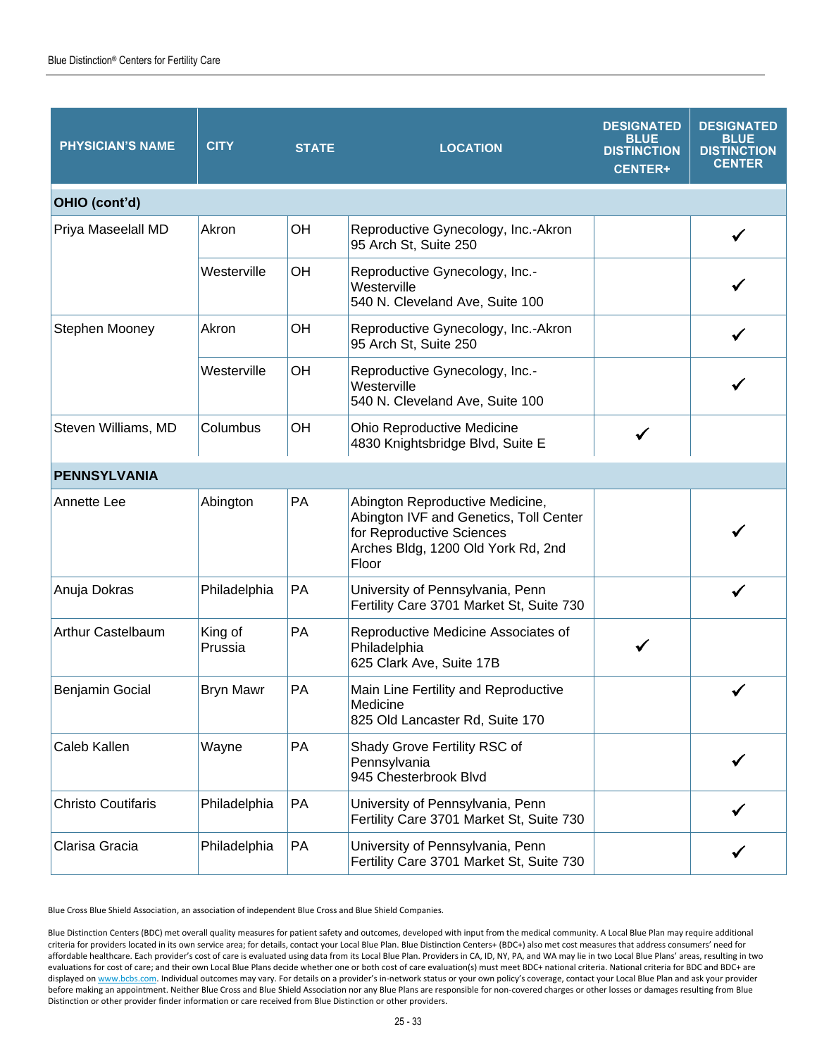| PHYSICIAN'S NAME | CITY | STATE | LOCATION | DESIGNATED BLUE DISTINCTION CENTER+ | DESIGNATED BLUE DISTINCTION CENTER |
|---|---|---|---|---|---|
| **OHIO (cont'd)** | | | | | |
| Priya Maseelall MD | Akron | OH | Reproductive Gynecology, Inc.-Akron 95 Arch St, Suite 250 | | ✓ |
| | Westerville | OH | Reproductive Gynecology, Inc.-Westerville 540 N. Cleveland Ave, Suite 100 | | ✓ |
| Stephen Mooney | Akron | OH | Reproductive Gynecology, Inc.-Akron 95 Arch St, Suite 250 | | ✓ |
| | Westerville | OH | Reproductive Gynecology, Inc.-Westerville 540 N. Cleveland Ave, Suite 100 | | ✓ |
| Steven Williams, MD | Columbus | OH | Ohio Reproductive Medicine 4830 Knightsbridge Blvd, Suite E | ✓ | |
| **PENNSYLVANIA** | | | | | |
| Annette Lee | Abington | PA | Abington Reproductive Medicine, Abington IVF and Genetics, Toll Center for Reproductive Sciences Arches Bldg, 1200 Old York Rd, 2nd Floor | | ✓ |
| Anuja Dokras | Philadelphia | PA | University of Pennsylvania, Penn Fertility Care 3701 Market St, Suite 730 | | ✓ |
| Arthur Castelbaum | King of Prussia | PA | Reproductive Medicine Associates of Philadelphia 625 Clark Ave, Suite 17B | ✓ | |
| Benjamin Gocial | Bryn Mawr | PA | Main Line Fertility and Reproductive Medicine 825 Old Lancaster Rd, Suite 170 | | ✓ |
| Caleb Kallen | Wayne | PA | Shady Grove Fertility RSC of Pennsylvania 945 Chesterbrook Blvd | | ✓ |
| Christo Coutifaris | Philadelphia | PA | University of Pennsylvania, Penn Fertility Care 3701 Market St, Suite 730 | | ✓ |
| Clarisa Gracia | Philadelphia | PA | University of Pennsylvania, Penn Fertility Care 3701 Market St, Suite 730 | | ✓ |

Blue Cross Blue Shield Association, an association of independent Blue Cross and Blue Shield Companies.

Blue Distinction Centers (BDC) met overall quality measures for patient safety and outcomes, developed with input from the medical community. A Local Blue Plan may require additional criteria for providers located in its own service area; for details, contact your Local Blue Plan. Blue Distinction Centers+ (BDC+) also met cost measures that address consumers' need for affordable healthcare. Each provider's cost of care is evaluated using data from its Local Blue Plan. Providers in CA, ID, NY, PA, and WA may lie in two Local Blue Plans' areas, resulting in two evaluations for cost of care; and their own Local Blue Plans decide whether one or both cost of care evaluation(s) must meet BDC+ national criteria. National criteria for BDC and BDC+ are displayed on www.bcbs.com. Individual outcomes may vary. For details on a provider's in-network status or your own policy's coverage, contact your Local Blue Plan and ask your provider before making an appointment. Neither Blue Cross and Blue Shield Association nor any Blue Plans are responsible for non-covered charges or other losses or damages resulting from Blue Distinction or other provider finder information or care received from Blue Distinction or other providers.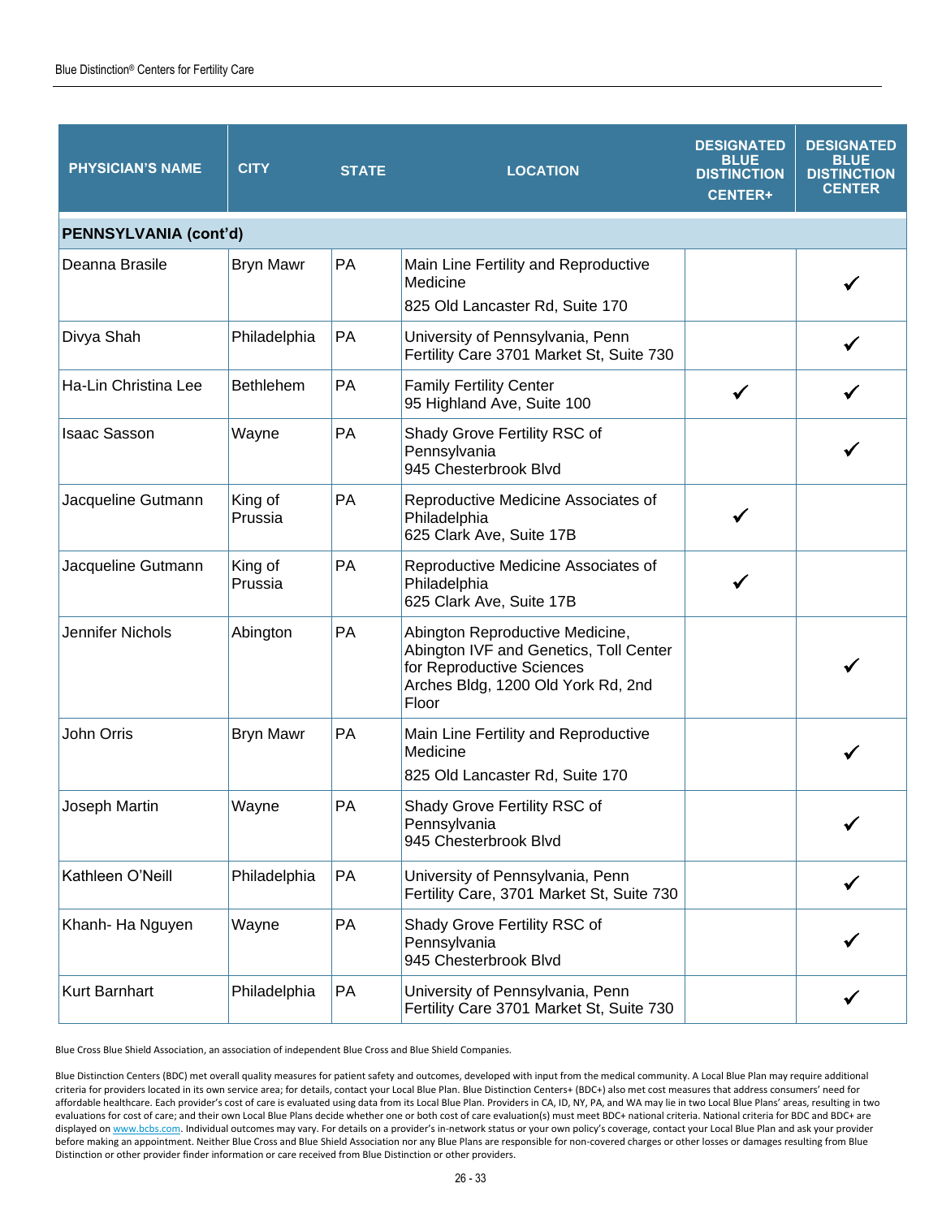| PHYSICIAN'S NAME | CITY | STATE | LOCATION | DESIGNATED BLUE DISTINCTION CENTER+ | DESIGNATED BLUE DISTINCTION CENTER |
|---|---|---|---|---|---|
| **PENNSYLVANIA (cont'd)** | | | | | |
| Deanna Brasile | Bryn Mawr | PA | Main Line Fertility and Reproductive Medicine<br>825 Old Lancaster Rd, Suite 170 | | ✓ |
| Divya Shah | Philadelphia | PA | University of Pennsylvania, Penn Fertility Care 3701 Market St, Suite 730 | | ✓ |
| Ha-Lin Christina Lee | Bethlehem | PA | Family Fertility Center<br>95 Highland Ave, Suite 100 | ✓ | ✓ |
| Isaac Sasson | Wayne | PA | Shady Grove Fertility RSC of Pennsylvania<br>945 Chesterbrook Blvd | | ✓ |
| Jacqueline Gutmann | King of Prussia | PA | Reproductive Medicine Associates of Philadelphia<br>625 Clark Ave, Suite 17B | ✓ | |
| Jacqueline Gutmann | King of Prussia | PA | Reproductive Medicine Associates of Philadelphia<br>625 Clark Ave, Suite 17B | ✓ | |
| Jennifer Nichols | Abington | PA | Abington Reproductive Medicine, Abington IVF and Genetics, Toll Center for Reproductive Sciences<br>Arches Bldg, 1200 Old York Rd, 2nd Floor | | ✓ |
| John Orris | Bryn Mawr | PA | Main Line Fertility and Reproductive Medicine<br>825 Old Lancaster Rd, Suite 170 | | ✓ |
| Joseph Martin | Wayne | PA | Shady Grove Fertility RSC of Pennsylvania<br>945 Chesterbrook Blvd | | ✓ |
| Kathleen O'Neill | Philadelphia | PA | University of Pennsylvania, Penn Fertility Care, 3701 Market St, Suite 730 | | ✓ |
| Khanh- Ha Nguyen | Wayne | PA | Shady Grove Fertility RSC of Pennsylvania<br>945 Chesterbrook Blvd | | ✓ |
| Kurt Barnhart | Philadelphia | PA | University of Pennsylvania, Penn Fertility Care 3701 Market St, Suite 730 | | ✓ |

Blue Cross Blue Shield Association, an association of independent Blue Cross and Blue Shield Companies.

Blue Distinction Centers (BDC) met overall quality measures for patient safety and outcomes, developed with input from the medical community. A Local Blue Plan may require additional criteria for providers located in its own service area; for details, contact your Local Blue Plan. Blue Distinction Centers+ (BDC+) also met cost measures that address consumers' need for affordable healthcare. Each provider's cost of care is evaluated using data from its Local Blue Plan. Providers in CA, ID, NY, PA, and WA may lie in two Local Blue Plans' areas, resulting in two evaluations for cost of care; and their own Local Blue Plans decide whether one or both cost of care evaluation(s) must meet BDC+ national criteria. National criteria for BDC and BDC+ are displayed on www.bcbs.com. Individual outcomes may vary. For details on a provider's in-network status or your own policy's coverage, contact your Local Blue Plan and ask your provider before making an appointment. Neither Blue Cross and Blue Shield Association nor any Blue Plans are responsible for non-covered charges or other losses or damages resulting from Blue Distinction or other provider finder information or care received from Blue Distinction or other providers.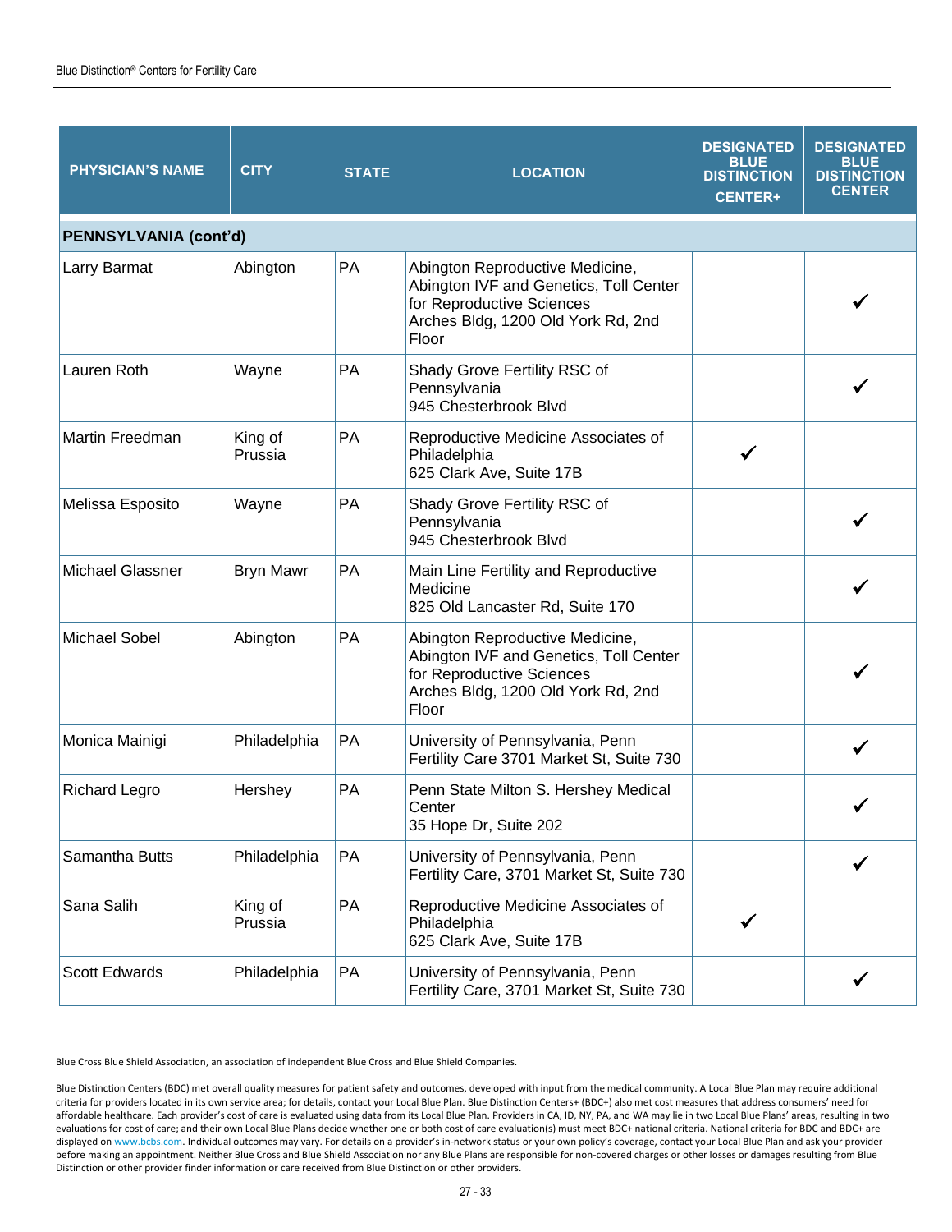| PHYSICIAN'S NAME | CITY | STATE | LOCATION | DESIGNATED BLUE DISTINCTION CENTER+ | DESIGNATED BLUE DISTINCTION CENTER |
|---|---|---|---|---|---|
| **PENNSYLVANIA (cont'd)** | | | | | |
| Larry Barmat | Abington | PA | Abington Reproductive Medicine, Abington IVF and Genetics, Toll Center for Reproductive Sciences Arches Bldg, 1200 Old York Rd, 2nd Floor | | ✓ |
| Lauren Roth | Wayne | PA | Shady Grove Fertility RSC of Pennsylvania 945 Chesterbrook Blvd | | ✓ |
| Martin Freedman | King of Prussia | PA | Reproductive Medicine Associates of Philadelphia 625 Clark Ave, Suite 17B | ✓ | |
| Melissa Esposito | Wayne | PA | Shady Grove Fertility RSC of Pennsylvania 945 Chesterbrook Blvd | | ✓ |
| Michael Glassner | Bryn Mawr | PA | Main Line Fertility and Reproductive Medicine 825 Old Lancaster Rd, Suite 170 | | ✓ |
| Michael Sobel | Abington | PA | Abington Reproductive Medicine, Abington IVF and Genetics, Toll Center for Reproductive Sciences Arches Bldg, 1200 Old York Rd, 2nd Floor | | ✓ |
| Monica Mainigi | Philadelphia | PA | University of Pennsylvania, Penn Fertility Care 3701 Market St, Suite 730 | | ✓ |
| Richard Legro | Hershey | PA | Penn State Milton S. Hershey Medical Center 35 Hope Dr, Suite 202 | | ✓ |
| Samantha Butts | Philadelphia | PA | University of Pennsylvania, Penn Fertility Care, 3701 Market St, Suite 730 | | ✓ |
| Sana Salih | King of Prussia | PA | Reproductive Medicine Associates of Philadelphia 625 Clark Ave, Suite 17B | ✓ | |
| Scott Edwards | Philadelphia | PA | University of Pennsylvania, Penn Fertility Care, 3701 Market St, Suite 730 | | ✓ |

Blue Cross Blue Shield Association, an association of independent Blue Cross and Blue Shield Companies.

Blue Distinction Centers (BDC) met overall quality measures for patient safety and outcomes, developed with input from the medical community. A Local Blue Plan may require additional criteria for providers located in its own service area; for details, contact your Local Blue Plan. Blue Distinction Centers+ (BDC+) also met cost measures that address consumers' need for affordable healthcare. Each provider's cost of care is evaluated using data from its Local Blue Plan. Providers in CA, ID, NY, PA, and WA may lie in two Local Blue Plans' areas, resulting in two evaluations for cost of care; and their own Local Blue Plans decide whether one or both cost of care evaluation(s) must meet BDC+ national criteria. National criteria for BDC and BDC+ are displayed on www.bcbs.com. Individual outcomes may vary. For details on a provider's in-network status or your own policy's coverage, contact your Local Blue Plan and ask your provider before making an appointment. Neither Blue Cross and Blue Shield Association nor any Blue Plans are responsible for non-covered charges or other losses or damages resulting from Blue Distinction or other provider finder information or care received from Blue Distinction or other providers.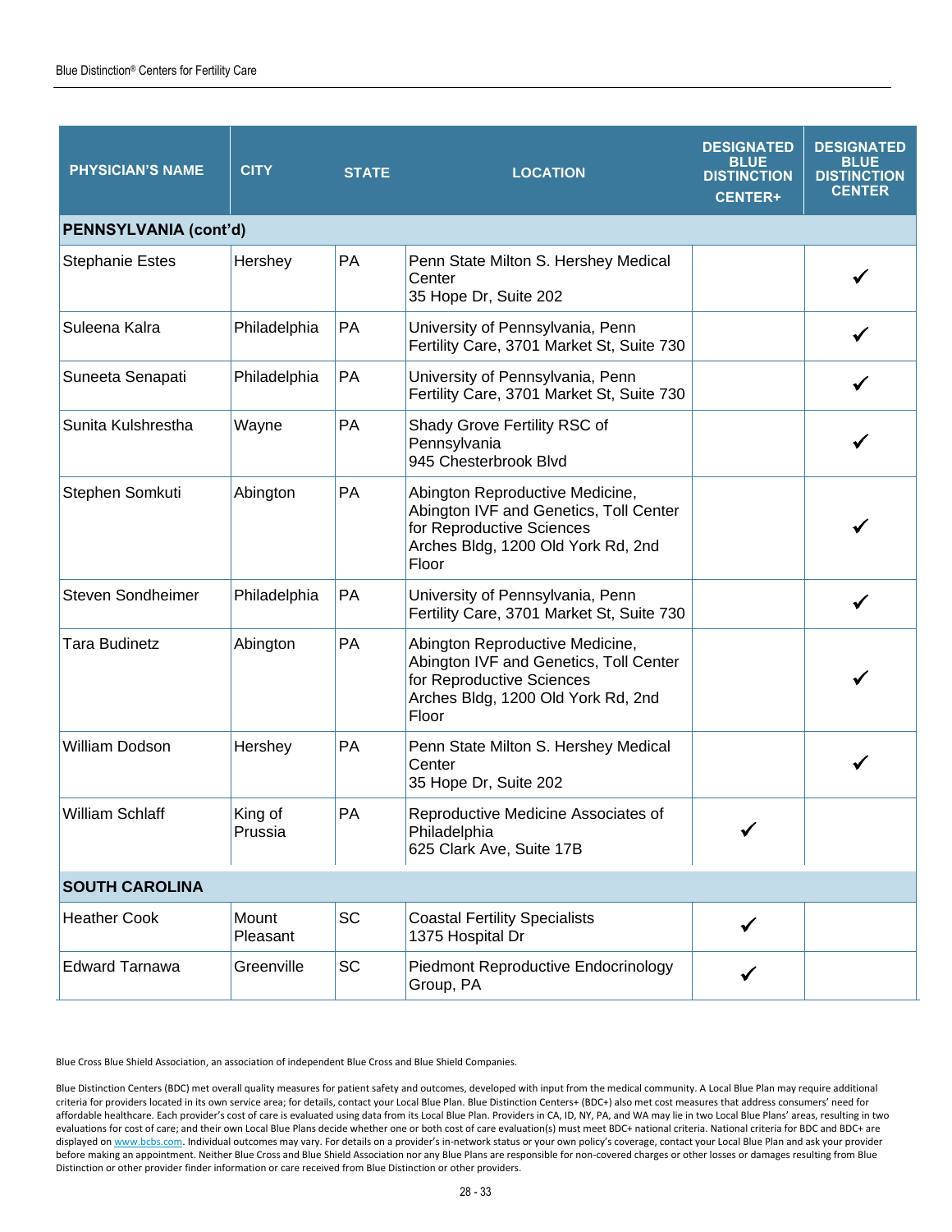| PHYSICIAN'S NAME | CITY | STATE | LOCATION | DESIGNATED BLUE DISTINCTION CENTER+ | DESIGNATED BLUE DISTINCTION CENTER |
|---|---|---|---|---|---|
| **PENNSYLVANIA (cont'd)** | | | | | |
| Stephanie Estes | Hershey | PA | Penn State Milton S. Hershey Medical Center 35 Hope Dr, Suite 202 | | ✓ |
| Suleena Kalra | Philadelphia | PA | University of Pennsylvania, Penn Fertility Care, 3701 Market St, Suite 730 | | ✓ |
| Suneeta Senapati | Philadelphia | PA | University of Pennsylvania, Penn Fertility Care, 3701 Market St, Suite 730 | | ✓ |
| Sunita Kulshrestha | Wayne | PA | Shady Grove Fertility RSC of Pennsylvania 945 Chesterbrook Blvd | | ✓ |
| Stephen Somkuti | Abington | PA | Abington Reproductive Medicine, Abington IVF and Genetics, Toll Center for Reproductive Sciences Arches Bldg, 1200 Old York Rd, 2nd Floor | | ✓ |
| Steven Sondheimer | Philadelphia | PA | University of Pennsylvania, Penn Fertility Care, 3701 Market St, Suite 730 | | ✓ |
| Tara Budinetz | Abington | PA | Abington Reproductive Medicine, Abington IVF and Genetics, Toll Center for Reproductive Sciences Arches Bldg, 1200 Old York Rd, 2nd Floor | | ✓ |
| William Dodson | Hershey | PA | Penn State Milton S. Hershey Medical Center 35 Hope Dr, Suite 202 | | ✓ |
| William Schlaff | King of Prussia | PA | Reproductive Medicine Associates of Philadelphia 625 Clark Ave, Suite 17B | ✓ | |
| **SOUTH CAROLINA** | | | | | |
| Heather Cook | Mount Pleasant | SC | Coastal Fertility Specialists 1375 Hospital Dr | ✓ | |
| Edward Tarnawa | Greenville | SC | Piedmont Reproductive Endocrinology Group, PA | ✓ | |

Blue Cross Blue Shield Association, an association of independent Blue Cross and Blue Shield Companies.

Blue Distinction Centers (BDC) met overall quality measures for patient safety and outcomes, developed with input from the medical community. A Local Blue Plan may require additional criteria for providers located in its own service area; for details, contact your Local Blue Plan. Blue Distinction Centers+ (BDC+) also met cost measures that address consumers' need for affordable healthcare. Each provider's cost of care is evaluated using data from its Local Blue Plan. Providers in CA, ID, NY, PA, and WA may lie in two Local Blue Plans' areas, resulting in two evaluations for cost of care; and their own Local Blue Plans decide whether one or both cost of care evaluation(s) must meet BDC+ national criteria. National criteria for BDC and BDC+ are displayed on www.bcbs.com. Individual outcomes may vary. For details on a provider's in-network status or your own policy's coverage, contact your Local Blue Plan and ask your provider before making an appointment. Neither Blue Cross and Blue Shield Association nor any Blue Plans are responsible for non-covered charges or other losses or damages resulting from Blue Distinction or other provider finder information or care received from Blue Distinction or other providers.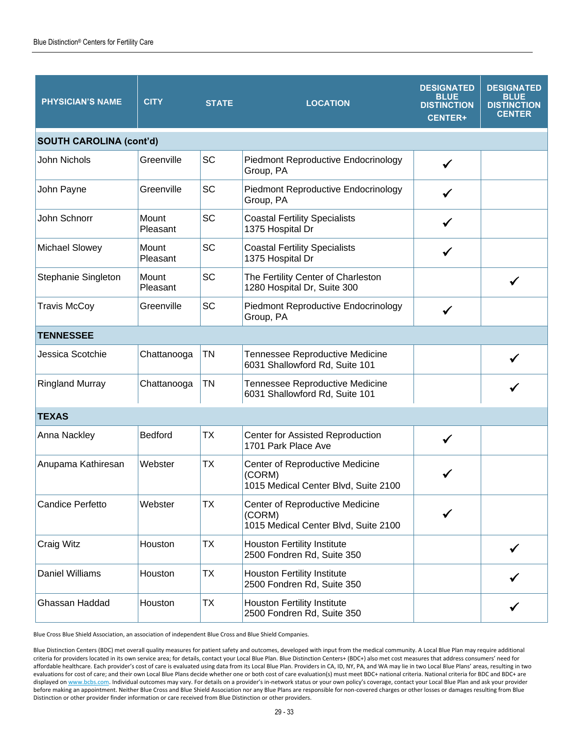| PHYSICIAN'S NAME | CITY | STATE | LOCATION | DESIGNATED BLUE DISTINCTION CENTER+ | DESIGNATED BLUE DISTINCTION CENTER |
|---|---|---|---|---|---|
| **SOUTH CAROLINA (cont'd)** | | | | | |
| John Nichols | Greenville | SC | Piedmont Reproductive Endocrinology Group, PA | ✓ | |
| John Payne | Greenville | SC | Piedmont Reproductive Endocrinology Group, PA | ✓ | |
| John Schnorr | Mount Pleasant | SC | Coastal Fertility Specialists 1375 Hospital Dr | ✓ | |
| Michael Slowey | Mount Pleasant | SC | Coastal Fertility Specialists 1375 Hospital Dr | ✓ | |
| Stephanie Singleton | Mount Pleasant | SC | The Fertility Center of Charleston 1280 Hospital Dr, Suite 300 | | ✓ |
| Travis McCoy | Greenville | SC | Piedmont Reproductive Endocrinology Group, PA | ✓ | |
| **TENNESSEE** | | | | | |
| Jessica Scotchie | Chattanooga | TN | Tennessee Reproductive Medicine 6031 Shallowford Rd, Suite 101 | | ✓ |
| Ringland Murray | Chattanooga | TN | Tennessee Reproductive Medicine 6031 Shallowford Rd, Suite 101 | | ✓ |
| **TEXAS** | | | | | |
| Anna Nackley | Bedford | TX | Center for Assisted Reproduction 1701 Park Place Ave | ✓ | |
| Anupama Kathiresan | Webster | TX | Center of Reproductive Medicine (CORM) 1015 Medical Center Blvd, Suite 2100 | ✓ | |
| Candice Perfetto | Webster | TX | Center of Reproductive Medicine (CORM) 1015 Medical Center Blvd, Suite 2100 | ✓ | |
| Craig Witz | Houston | TX | Houston Fertility Institute 2500 Fondren Rd, Suite 350 | | ✓ |
| Daniel Williams | Houston | TX | Houston Fertility Institute 2500 Fondren Rd, Suite 350 | | ✓ |
| Ghassan Haddad | Houston | TX | Houston Fertility Institute 2500 Fondren Rd, Suite 350 | | ✓ |

Blue Cross Blue Shield Association, an association of independent Blue Cross and Blue Shield Companies.

Blue Distinction Centers (BDC) met overall quality measures for patient safety and outcomes, developed with input from the medical community. A Local Blue Plan may require additional criteria for providers located in its own service area; for details, contact your Local Blue Plan. Blue Distinction Centers+ (BDC+) also met cost measures that address consumers' need for affordable healthcare. Each provider's cost of care is evaluated using data from its Local Blue Plan. Providers in CA, ID, NY, PA, and WA may lie in two Local Blue Plans' areas, resulting in two evaluations for cost of care; and their own Local Blue Plans decide whether one or both cost of care evaluation(s) must meet BDC+ national criteria. National criteria for BDC and BDC+ are displayed on www.bcbs.com. Individual outcomes may vary. For details on a provider's in-network status or your own policy's coverage, contact your Local Blue Plan and ask your provider before making an appointment. Neither Blue Cross and Blue Shield Association nor any Blue Plans are responsible for non-covered charges or other losses or damages resulting from Blue Distinction or other provider finder information or care received from Blue Distinction or other providers.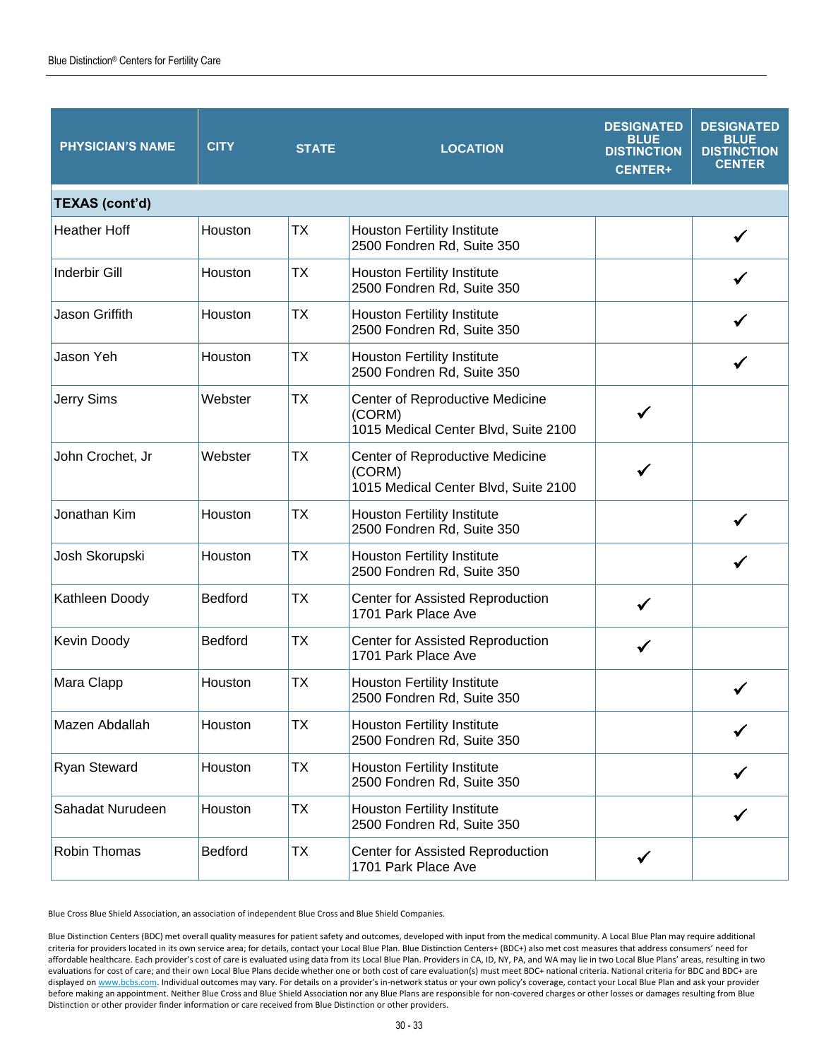| PHYSICIAN'S NAME | CITY | STATE | LOCATION | DESIGNATED BLUE DISTINCTION CENTER+ | DESIGNATED BLUE DISTINCTION CENTER |
|---|---|---|---|---|---|
| **TEXAS (cont'd)** | | | | | |
| Heather Hoff | Houston | TX | Houston Fertility Institute<br>2500 Fondren Rd, Suite 350 | | ✓ |
| Inderbir Gill | Houston | TX | Houston Fertility Institute<br>2500 Fondren Rd, Suite 350 | | ✓ |
| Jason Griffith | Houston | TX | Houston Fertility Institute<br>2500 Fondren Rd, Suite 350 | | ✓ |
| Jason Yeh | Houston | TX | Houston Fertility Institute<br>2500 Fondren Rd, Suite 350 | | ✓ |
| Jerry Sims | Webster | TX | Center of Reproductive Medicine (CORM)<br>1015 Medical Center Blvd, Suite 2100 | ✓ | |
| John Crochet, Jr | Webster | TX | Center of Reproductive Medicine (CORM)<br>1015 Medical Center Blvd, Suite 2100 | ✓ | |
| Jonathan Kim | Houston | TX | Houston Fertility Institute<br>2500 Fondren Rd, Suite 350 | | ✓ |
| Josh Skorupski | Houston | TX | Houston Fertility Institute<br>2500 Fondren Rd, Suite 350 | | ✓ |
| Kathleen Doody | Bedford | TX | Center for Assisted Reproduction<br>1701 Park Place Ave | ✓ | |
| Kevin Doody | Bedford | TX | Center for Assisted Reproduction<br>1701 Park Place Ave | ✓ | |
| Mara Clapp | Houston | TX | Houston Fertility Institute<br>2500 Fondren Rd, Suite 350 | | ✓ |
| Mazen Abdallah | Houston | TX | Houston Fertility Institute<br>2500 Fondren Rd, Suite 350 | | ✓ |
| Ryan Steward | Houston | TX | Houston Fertility Institute<br>2500 Fondren Rd, Suite 350 | | ✓ |
| Sahadat Nurudeen | Houston | TX | Houston Fertility Institute<br>2500 Fondren Rd, Suite 350 | | ✓ |
| Robin Thomas | Bedford | TX | Center for Assisted Reproduction<br>1701 Park Place Ave | ✓ | |

Blue Cross Blue Shield Association, an association of independent Blue Cross and Blue Shield Companies.

Blue Distinction Centers (BDC) met overall quality measures for patient safety and outcomes, developed with input from the medical community. A Local Blue Plan may require additional criteria for providers located in its own service area; for details, contact your Local Blue Plan. Blue Distinction Centers+ (BDC+) also met cost measures that address consumers' need for affordable healthcare. Each provider's cost of care is evaluated using data from its Local Blue Plan. Providers in CA, ID, NY, PA, and WA may lie in two Local Blue Plans' areas, resulting in two evaluations for cost of care; and their own Local Blue Plans decide whether one or both cost of care evaluation(s) must meet BDC+ national criteria. National criteria for BDC and BDC+ are displayed on www.bcbs.com. Individual outcomes may vary. For details on a provider's in-network status or your own policy's coverage, contact your Local Blue Plan and ask your provider before making an appointment. Neither Blue Cross and Blue Shield Association nor any Blue Plans are responsible for non-covered charges or other losses or damages resulting from Blue Distinction or other provider finder information or care received from Blue Distinction or other providers.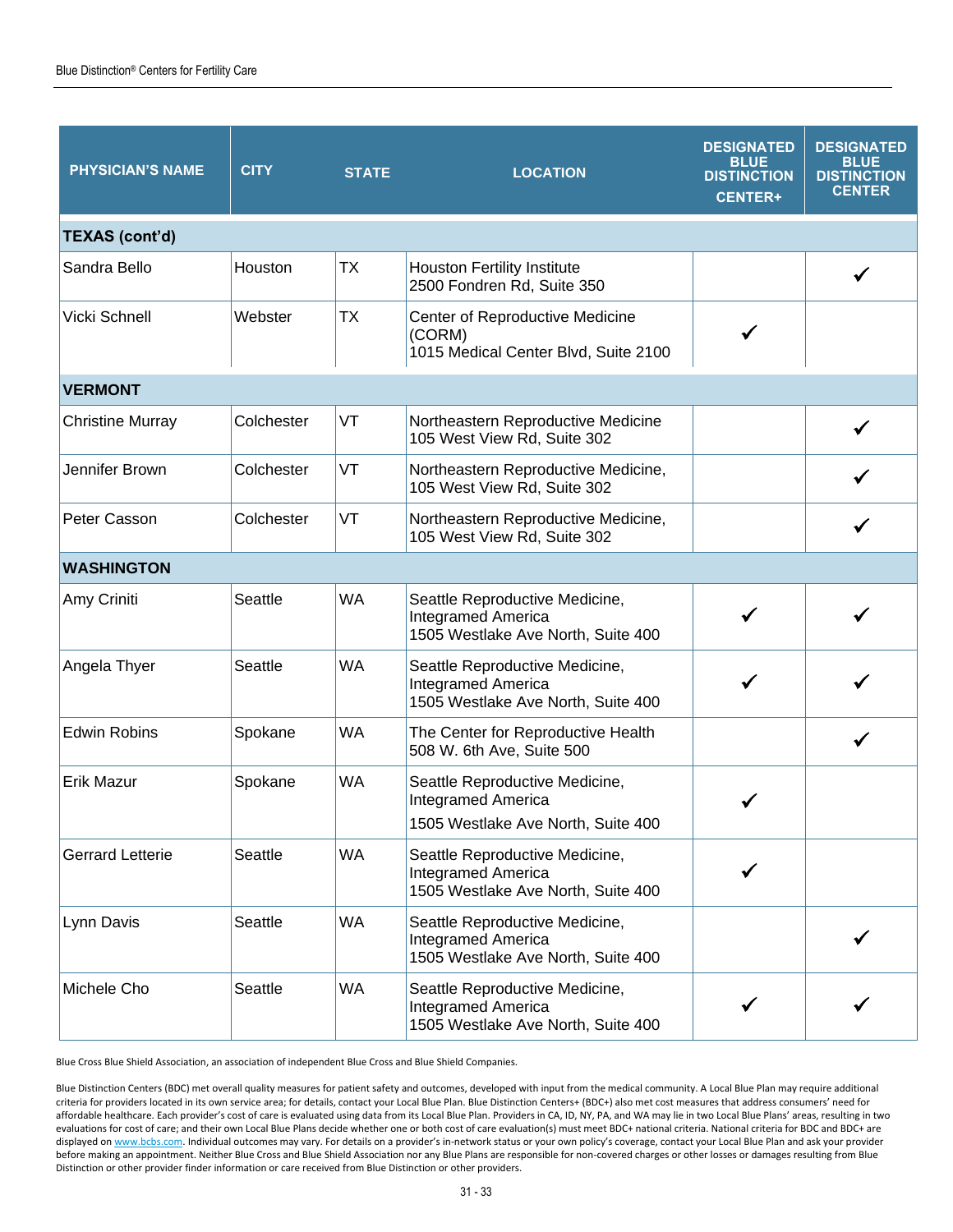| PHYSICIAN'S NAME | CITY | STATE | LOCATION | DESIGNATED BLUE DISTINCTION CENTER+ | DESIGNATED BLUE DISTINCTION CENTER |
|---|---|---|---|---|---|
| **TEXAS (cont'd)** | | | | | |
| Sandra Bello | Houston | TX | Houston Fertility Institute<br>2500 Fondren Rd, Suite 350 | | ✓ |
| Vicki Schnell | Webster | TX | Center of Reproductive Medicine (CORM)<br>1015 Medical Center Blvd, Suite 2100 | ✓ | |
| **VERMONT** | | | | | |
| Christine Murray | Colchester | VT | Northeastern Reproductive Medicine<br>105 West View Rd, Suite 302 | | ✓ |
| Jennifer Brown | Colchester | VT | Northeastern Reproductive Medicine,<br>105 West View Rd, Suite 302 | | ✓ |
| Peter Casson | Colchester | VT | Northeastern Reproductive Medicine,<br>105 West View Rd, Suite 302 | | ✓ |
| **WASHINGTON** | | | | | |
| Amy Criniti | Seattle | WA | Seattle Reproductive Medicine, Integramed America<br>1505 Westlake Ave North, Suite 400 | ✓ | ✓ |
| Angela Thyer | Seattle | WA | Seattle Reproductive Medicine, Integramed America<br>1505 Westlake Ave North, Suite 400 | ✓ | ✓ |
| Edwin Robins | Spokane | WA | The Center for Reproductive Health<br>508 W. 6th Ave, Suite 500 | | ✓ |
| Erik Mazur | Spokane | WA | Seattle Reproductive Medicine, Integramed America<br>1505 Westlake Ave North, Suite 400 | ✓ | |
| Gerrard Letterie | Seattle | WA | Seattle Reproductive Medicine, Integramed America<br>1505 Westlake Ave North, Suite 400 | ✓ | |
| Lynn Davis | Seattle | WA | Seattle Reproductive Medicine, Integramed America<br>1505 Westlake Ave North, Suite 400 | | ✓ |
| Michele Cho | Seattle | WA | Seattle Reproductive Medicine, Integramed America<br>1505 Westlake Ave North, Suite 400 | ✓ | ✓ |

Blue Cross Blue Shield Association, an association of independent Blue Cross and Blue Shield Companies.

Blue Distinction Centers (BDC) met overall quality measures for patient safety and outcomes, developed with input from the medical community. A Local Blue Plan may require additional criteria for providers located in its own service area; for details, contact your Local Blue Plan. Blue Distinction Centers+ (BDC+) also met cost measures that address consumers' need for affordable healthcare. Each provider's cost of care is evaluated using data from its Local Blue Plan. Providers in CA, ID, NY, PA, and WA may lie in two Local Blue Plans' areas, resulting in two evaluations for cost of care; and their own Local Blue Plans decide whether one or both cost of care evaluation(s) must meet BDC+ national criteria. National criteria for BDC and BDC+ are displayed on www.bcbs.com. Individual outcomes may vary. For details on a provider's in-network status or your own policy's coverage, contact your Local Blue Plan and ask your provider before making an appointment. Neither Blue Cross and Blue Shield Association nor any Blue Plans are responsible for non-covered charges or other losses or damages resulting from Blue Distinction or other provider finder information or care received from Blue Distinction or other providers.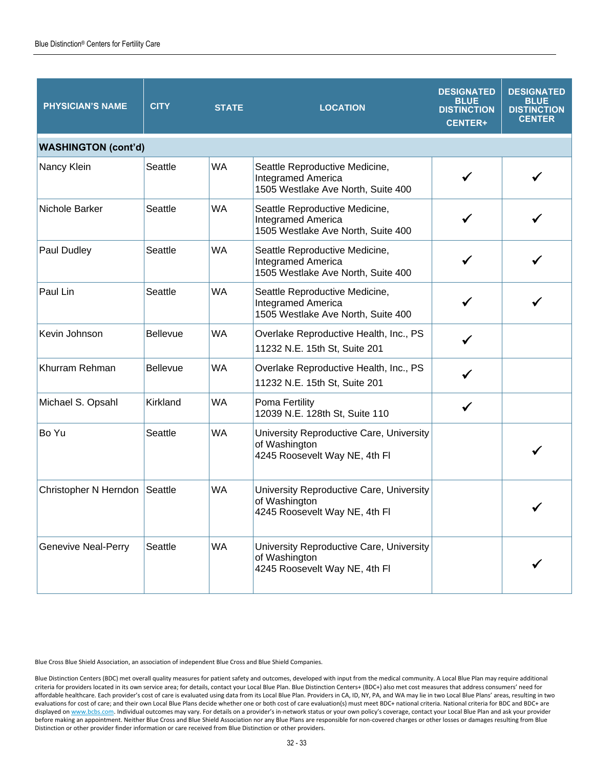| PHYSICIAN'S NAME | CITY | STATE | LOCATION | DESIGNATED BLUE DISTINCTION CENTER+ | DESIGNATED BLUE DISTINCTION CENTER |
|---|---|---|---|---|---|
| **WASHINGTON (cont'd)** | | | | | |
| Nancy Klein | Seattle | WA | Seattle Reproductive Medicine, Integramed America<br>1505 Westlake Ave North, Suite 400 | ✓ | ✓ |
| Nichole Barker | Seattle | WA | Seattle Reproductive Medicine, Integramed America<br>1505 Westlake Ave North, Suite 400 | ✓ | ✓ |
| Paul Dudley | Seattle | WA | Seattle Reproductive Medicine, Integramed America<br>1505 Westlake Ave North, Suite 400 | ✓ | ✓ |
| Paul Lin | Seattle | WA | Seattle Reproductive Medicine, Integramed America<br>1505 Westlake Ave North, Suite 400 | ✓ | ✓ |
| Kevin Johnson | Bellevue | WA | Overlake Reproductive Health, Inc., PS<br>11232 N.E. 15th St, Suite 201 | ✓ | |
| Khurram Rehman | Bellevue | WA | Overlake Reproductive Health, Inc., PS<br>11232 N.E. 15th St, Suite 201 | ✓ | |
| Michael S. Opsahl | Kirkland | WA | Poma Fertility<br>12039 N.E. 128th St, Suite 110 | ✓ | |
| Bo Yu | Seattle | WA | University Reproductive Care, University of Washington<br>4245 Roosevelt Way NE, 4th Fl | | ✓ |
| Christopher N Herndon | Seattle | WA | University Reproductive Care, University of Washington<br>4245 Roosevelt Way NE, 4th Fl | | ✓ |
| Genevive Neal-Perry | Seattle | WA | University Reproductive Care, University of Washington<br>4245 Roosevelt Way NE, 4th Fl | | ✓ |

Blue Cross Blue Shield Association, an association of independent Blue Cross and Blue Shield Companies.

Blue Distinction Centers (BDC) met overall quality measures for patient safety and outcomes, developed with input from the medical community. A Local Blue Plan may require additional criteria for providers located in its own service area; for details, contact your Local Blue Plan. Blue Distinction Centers+ (BDC+) also met cost measures that address consumers' need for affordable healthcare. Each provider's cost of care is evaluated using data from its Local Blue Plan. Providers in CA, ID, NY, PA, and WA may lie in two Local Blue Plans' areas, resulting in two evaluations for cost of care; and their own Local Blue Plans decide whether one or both cost of care evaluation(s) must meet BDC+ national criteria. National criteria for BDC and BDC+ are displayed on www.bcbs.com. Individual outcomes may vary. For details on a provider's in-network status or your own policy's coverage, contact your Local Blue Plan and ask your provider before making an appointment. Neither Blue Cross and Blue Shield Association nor any Blue Plans are responsible for non-covered charges or other losses or damages resulting from Blue Distinction or other provider finder information or care received from Blue Distinction or other providers.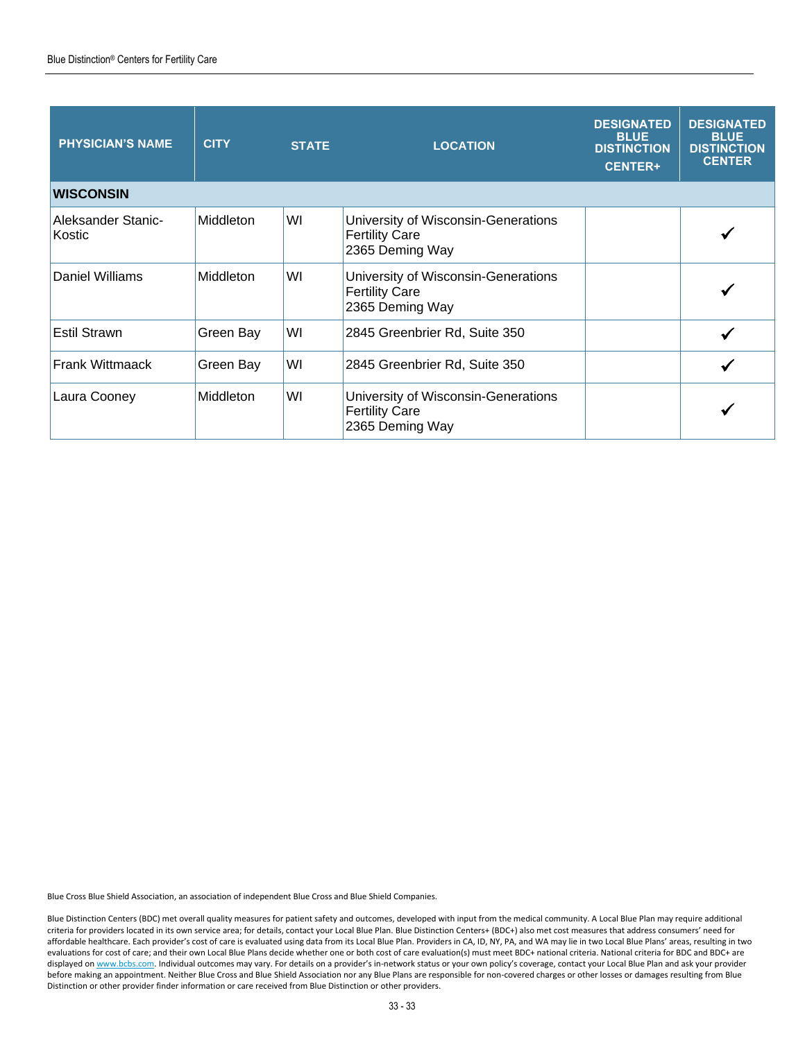| PHYSICIAN'S NAME | CITY | STATE | LOCATION | DESIGNATED BLUE DISTINCTION CENTER+ | DESIGNATED BLUE DISTINCTION CENTER |
|---|---|---|---|---|---|
| **WISCONSIN** | | | | | |
| Aleksander Stanic-Kostic | Middleton | WI | University of Wisconsin-Generations Fertility Care 2365 Deming Way | | ✓ |
| Daniel Williams | Middleton | WI | University of Wisconsin-Generations Fertility Care 2365 Deming Way | | ✓ |
| Estil Strawn | Green Bay | WI | 2845 Greenbrier Rd, Suite 350 | | ✓ |
| Frank Wittmaack | Green Bay | WI | 2845 Greenbrier Rd, Suite 350 | | ✓ |
| Laura Cooney | Middleton | WI | University of Wisconsin-Generations Fertility Care 2365 Deming Way | | ✓ |

Blue Cross Blue Shield Association, an association of independent Blue Cross and Blue Shield Companies.

Blue Distinction Centers (BDC) met overall quality measures for patient safety and outcomes, developed with input from the medical community. A Local Blue Plan may require additional criteria for providers located in its own service area; for details, contact your Local Blue Plan. Blue Distinction Centers+ (BDC+) also met cost measures that address consumers' need for affordable healthcare. Each provider's cost of care is evaluated using data from its Local Blue Plan. Providers in CA, ID, NY, PA, and WA may lie in two Local Blue Plans' areas, resulting in two evaluations for cost of care; and their own Local Blue Plans decide whether one or both cost of care evaluation(s) must meet BDC+ national criteria. National criteria for BDC and BDC+ are displayed on www.bcbs.com. Individual outcomes may vary. For details on a provider's in-network status or your own policy's coverage, contact your Local Blue Plan and ask your provider before making an appointment. Neither Blue Cross and Blue Shield Association nor any Blue Plans are responsible for non-covered charges or other losses or damages resulting from Blue Distinction or other provider finder information or care received from Blue Distinction or other providers.